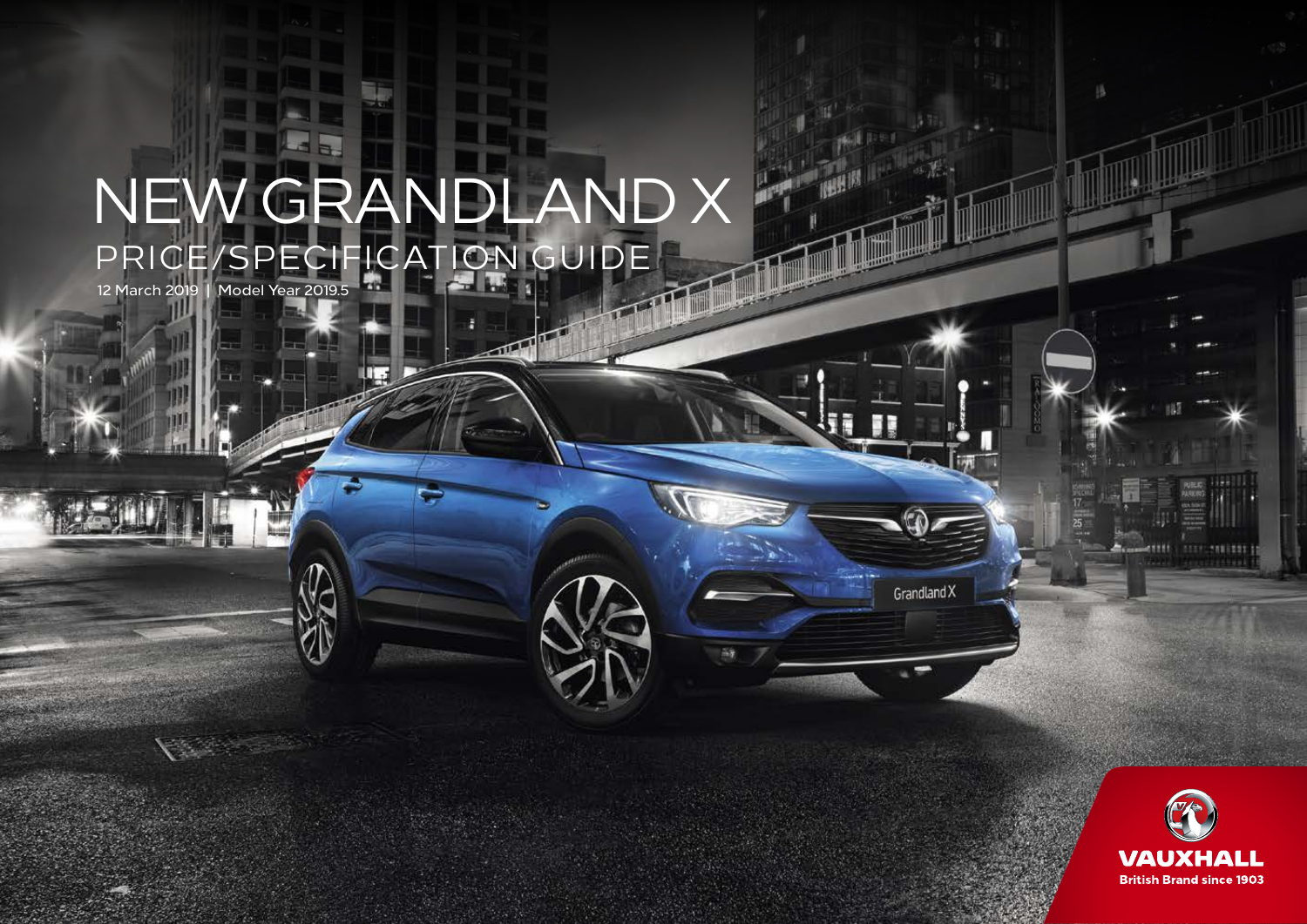# NEW GRANDLAND X

## PRICE/SPECIFICATION GUIDE

12 March 2019 | Model Year 2019.5

VAUXHALL

British Brand since 1903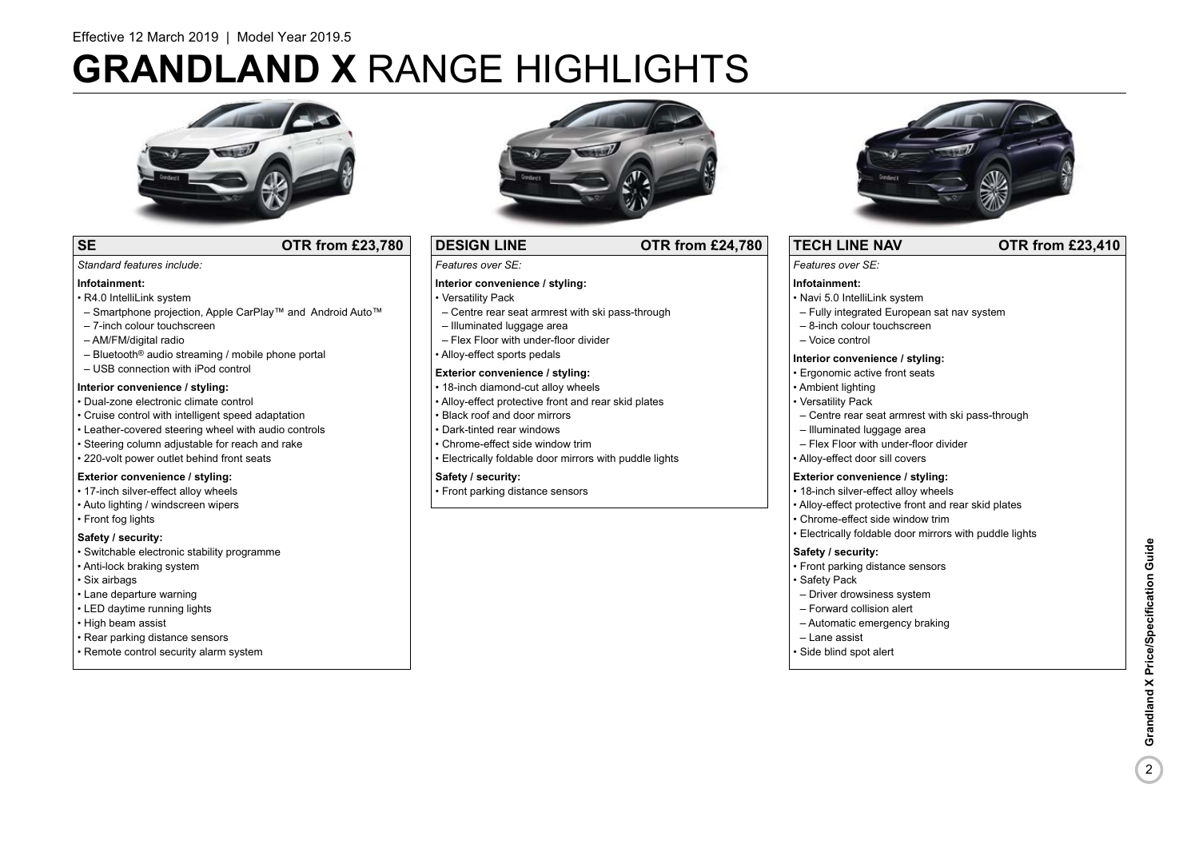Effective 12 March 2019 | Model Year 2019.5

# GRANDLAND X RANGE HIGHLIGHTS

## SE — OTR from £23,780

*Standard features include:*

**Infotainment:**
- R4.0 IntelliLink system
  - Smartphone projection, Apple CarPlay™ and Android Auto™
  - 7-inch colour touchscreen
  - AM/FM/digital radio
  - Bluetooth® audio streaming / mobile phone portal
  - USB connection with iPod control

**Interior convenience / styling:**
- Dual-zone electronic climate control
- Cruise control with intelligent speed adaptation
- Leather-covered steering wheel with audio controls
- Steering column adjustable for reach and rake
- 220-volt power outlet behind front seats

**Exterior convenience / styling:**
- 17-inch silver-effect alloy wheels
- Auto lighting / windscreen wipers
- Front fog lights

**Safety / security:**
- Switchable electronic stability programme
- Anti-lock braking system
- Six airbags
- Lane departure warning
- LED daytime running lights
- High beam assist
- Rear parking distance sensors
- Remote control security alarm system

## DESIGN LINE — OTR from £24,780

*Features over SE:*

**Interior convenience / styling:**
- Versatility Pack
  - Centre rear seat armrest with ski pass-through
  - Illuminated luggage area
  - Flex Floor with under-floor divider
- Alloy-effect sports pedals

**Exterior convenience / styling:**
- 18-inch diamond-cut alloy wheels
- Alloy-effect protective front and rear skid plates
- Black roof and door mirrors
- Dark-tinted rear windows
- Chrome-effect side window trim
- Electrically foldable door mirrors with puddle lights

**Safety / security:**
- Front parking distance sensors

## TECH LINE NAV — OTR from £23,410

*Features over SE:*

**Infotainment:**
- Navi 5.0 IntelliLink system
  - Fully integrated European sat nav system
  - 8-inch colour touchscreen
  - Voice control

**Interior convenience / styling:**
- Ergonomic active front seats
- Ambient lighting
- Versatility Pack
  - Centre rear seat armrest with ski pass-through
  - Illuminated luggage area
  - Flex Floor with under-floor divider
- Alloy-effect door sill covers

**Exterior convenience / styling:**
- 18-inch silver-effect alloy wheels
- Alloy-effect protective front and rear skid plates
- Chrome-effect side window trim
- Electrically foldable door mirrors with puddle lights

**Safety / security:**
- Front parking distance sensors
- Safety Pack
  - Driver drowsiness system
  - Forward collision alert
  - Automatic emergency braking
  - Lane assist
- Side blind spot alert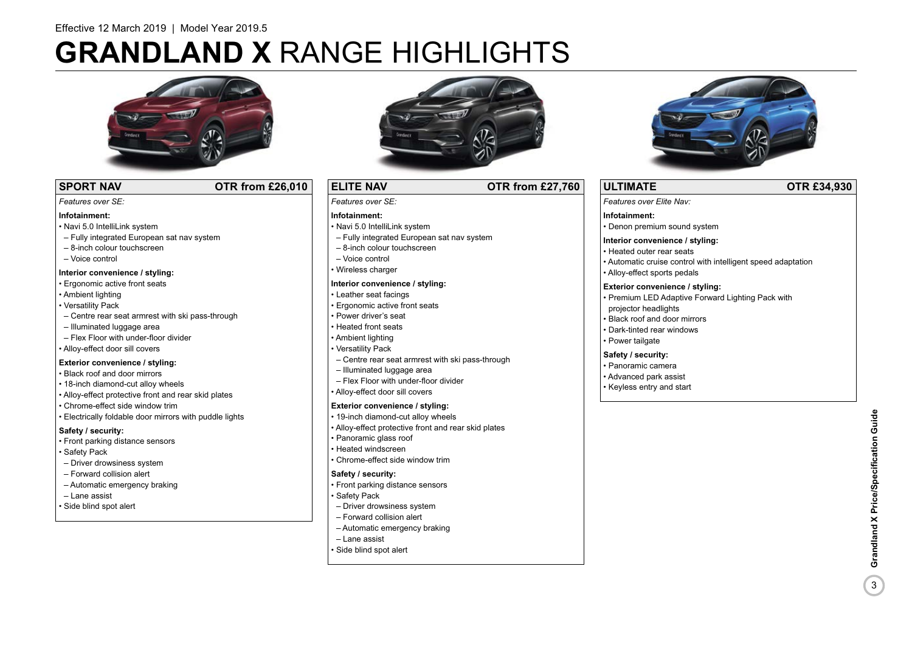Effective 12 March 2019 | Model Year 2019.5

# GRANDLAND X RANGE HIGHLIGHTS

## SPORT NAV — OTR from £26,010

*Features over SE:*

**Infotainment:**
- Navi 5.0 IntelliLink system
  - Fully integrated European sat nav system
  - 8-inch colour touchscreen
  - Voice control

**Interior convenience / styling:**
- Ergonomic active front seats
- Ambient lighting
- Versatility Pack
  - Centre rear seat armrest with ski pass-through
  - Illuminated luggage area
  - Flex Floor with under-floor divider
- Alloy-effect door sill covers

**Exterior convenience / styling:**
- Black roof and door mirrors
- 18-inch diamond-cut alloy wheels
- Alloy-effect protective front and rear skid plates
- Chrome-effect side window trim
- Electrically foldable door mirrors with puddle lights

**Safety / security:**
- Front parking distance sensors
- Safety Pack
  - Driver drowsiness system
  - Forward collision alert
  - Automatic emergency braking
  - Lane assist
- Side blind spot alert

## ELITE NAV — OTR from £27,760

*Features over SE:*

**Infotainment:**
- Navi 5.0 IntelliLink system
  - Fully integrated European sat nav system
  - 8-inch colour touchscreen
  - Voice control
- Wireless charger

**Interior convenience / styling:**
- Leather seat facings
- Ergonomic active front seats
- Power driver's seat
- Heated front seats
- Ambient lighting
- Versatility Pack
  - Centre rear seat armrest with ski pass-through
  - Illuminated luggage area
  - Flex Floor with under-floor divider
- Alloy-effect door sill covers

**Exterior convenience / styling:**
- 19-inch diamond-cut alloy wheels
- Alloy-effect protective front and rear skid plates
- Panoramic glass roof
- Heated windscreen
- Chrome-effect side window trim

**Safety / security:**
- Front parking distance sensors
- Safety Pack
  - Driver drowsiness system
  - Forward collision alert
  - Automatic emergency braking
  - Lane assist
- Side blind spot alert

## ULTIMATE — OTR £34,930

*Features over Elite Nav:*

**Infotainment:**
- Denon premium sound system

**Interior convenience / styling:**
- Heated outer rear seats
- Automatic cruise control with intelligent speed adaptation
- Alloy-effect sports pedals

**Exterior convenience / styling:**
- Premium LED Adaptive Forward Lighting Pack with projector headlights
- Black roof and door mirrors
- Dark-tinted rear windows
- Power tailgate

**Safety / security:**
- Panoramic camera
- Advanced park assist
- Keyless entry and start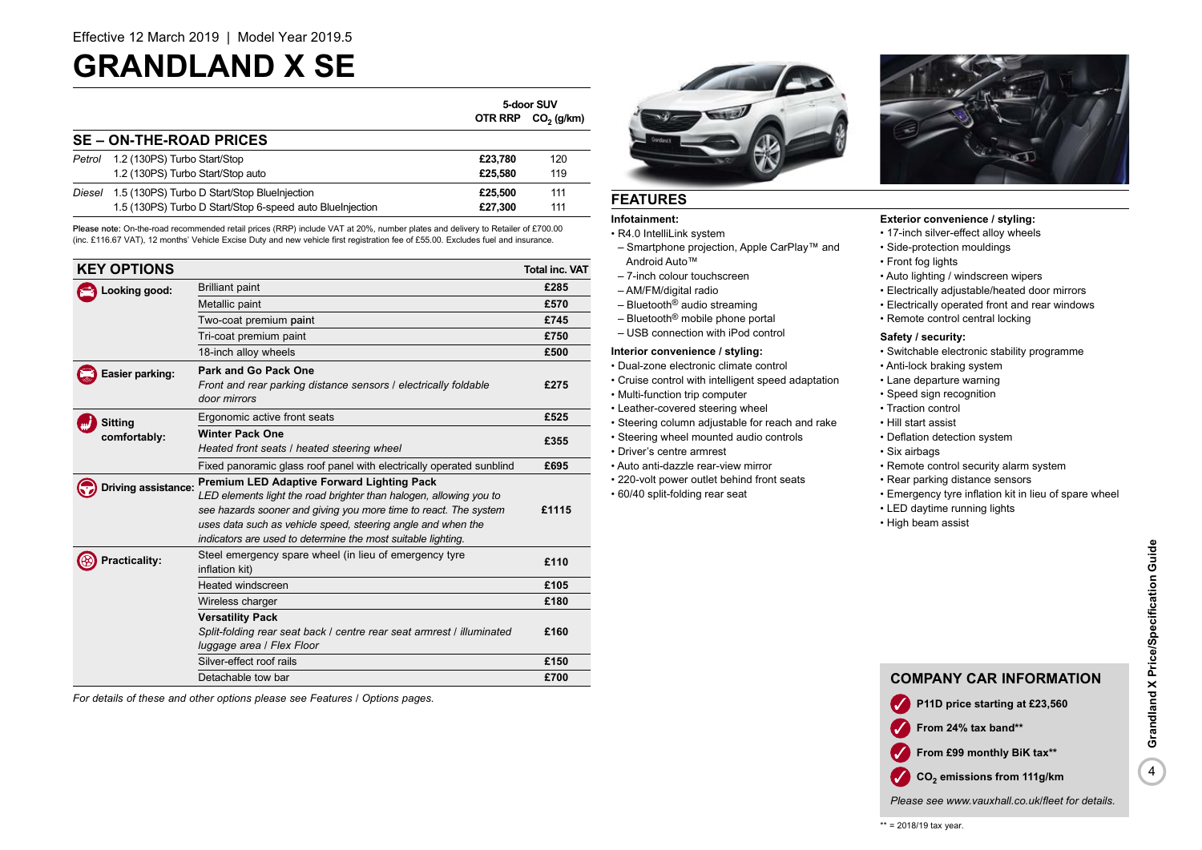Effective 12 March 2019 | Model Year 2019.5

# GRANDLAND X SE

## SE – ON-THE-ROAD PRICES

| | | 5-door SUV OTR RRP | $CO_2$ (g/km) |
|---|---|---|---|
| *Petrol* | 1.2 (130PS) Turbo Start/Stop | **£23,780** | 120 |
| | 1.2 (130PS) Turbo Start/Stop auto | **£25,580** | 119 |
| *Diesel* | 1.5 (130PS) Turbo D Start/Stop BlueInjection | **£25,500** | 111 |
| | 1.5 (130PS) Turbo D Start/Stop 6-speed auto BlueInjection | **£27,300** | 111 |

**Please note:** On-the-road recommended retail prices (RRP) include VAT at 20%, number plates and delivery to Retailer of £700.00 (inc. £116.67 VAT), 12 months' Vehicle Excise Duty and new vehicle first registration fee of £55.00. Excludes fuel and insurance.

## KEY OPTIONS

| | | Total inc. VAT |
|---|---|---|
| **Looking good:** | Brilliant paint | **£285** |
| | Metallic paint | **£570** |
| | Two-coat premium paint | **£745** |
| | Tri-coat premium paint | **£750** |
| | 18-inch alloy wheels | **£500** |
| **Easier parking:** | **Park and Go Pack One** *Front and rear parking distance sensors / electrically foldable door mirrors* | **£275** |
| **Sitting comfortably:** | Ergonomic active front seats | **£525** |
| | **Winter Pack One** *Heated front seats / heated steering wheel* | **£355** |
| | Fixed panoramic glass roof panel with electrically operated sunblind | **£695** |
| **Driving assistance:** | **Premium LED Adaptive Forward Lighting Pack** *LED elements light the road brighter than halogen, allowing you to see hazards sooner and giving you more time to react. The system uses data such as vehicle speed, steering angle and when the indicators are used to determine the most suitable lighting.* | **£1115** |
| **Practicality:** | Steel emergency spare wheel (in lieu of emergency tyre inflation kit) | **£110** |
| | Heated windscreen | **£105** |
| | Wireless charger | **£180** |
| | **Versatility Pack** *Split-folding rear seat back / centre rear seat armrest / illuminated luggage area / Flex Floor* | **£160** |
| | Silver-effect roof rails | **£150** |
| | Detachable tow bar | **£700** |

*For details of these and other options please see Features / Options pages.*

## FEATURES

**Infotainment:**
- R4.0 IntelliLink system
  - Smartphone projection, Apple CarPlay™ and Android Auto™
  - 7-inch colour touchscreen
  - AM/FM/digital radio
  - Bluetooth® audio streaming
  - Bluetooth® mobile phone portal
  - USB connection with iPod control

**Interior convenience / styling:**
- Dual-zone electronic climate control
- Cruise control with intelligent speed adaptation
- Multi-function trip computer
- Leather-covered steering wheel
- Steering column adjustable for reach and rake
- Steering wheel mounted audio controls
- Driver's centre armrest
- Auto anti-dazzle rear-view mirror
- 220-volt power outlet behind front seats
- 60/40 split-folding rear seat

**Exterior convenience / styling:**
- 17-inch silver-effect alloy wheels
- Side-protection mouldings
- Front fog lights
- Auto lighting / windscreen wipers
- Electrically adjustable/heated door mirrors
- Electrically operated front and rear windows
- Remote control central locking

**Safety / security:**
- Switchable electronic stability programme
- Anti-lock braking system
- Lane departure warning
- Speed sign recognition
- Traction control
- Hill start assist
- Deflation detection system
- Six airbags
- Remote control security alarm system
- Rear parking distance sensors
- Emergency tyre inflation kit in lieu of spare wheel
- LED daytime running lights
- High beam assist

## COMPANY CAR INFORMATION

- **P11D price starting at £23,560**
- **From 24% tax band\*\***
- **From £99 monthly BiK tax\*\***
- **$CO_2$ emissions from 111g/km**

*Please see www.vauxhall.co.uk/fleet for details.*

\*\* = 2018/19 tax year.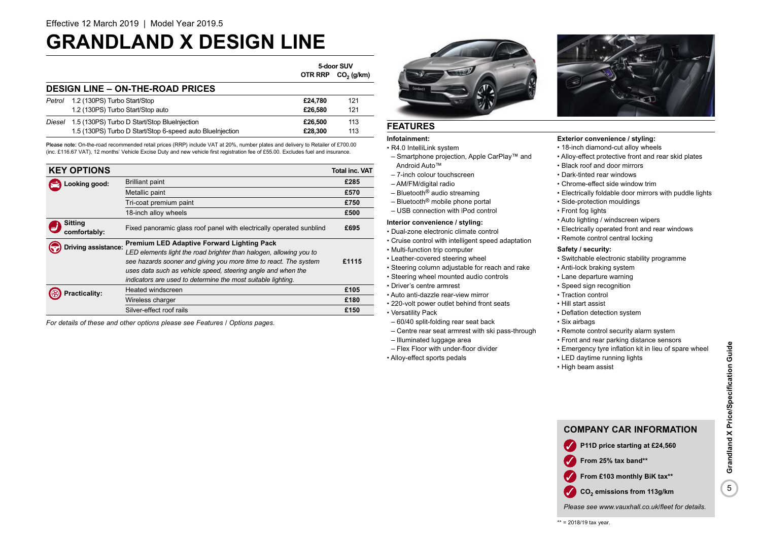Effective 12 March 2019 | Model Year 2019.5

# GRANDLAND X DESIGN LINE

## DESIGN LINE – ON-THE-ROAD PRICES

| | | 5-door SUV OTR RRP | $CO_2$ (g/km) |
|---|---|---|---|
| *Petrol* | 1.2 (130PS) Turbo Start/Stop | **£24,780** | 121 |
| | 1.2 (130PS) Turbo Start/Stop auto | **£26,580** | 121 |
| *Diesel* | 1.5 (130PS) Turbo D Start/Stop BlueInjection | **£26,500** | 113 |
| | 1.5 (130PS) Turbo D Start/Stop 6-speed auto BlueInjection | **£28,300** | 113 |

**Please note:** On-the-road recommended retail prices (RRP) include VAT at 20%, number plates and delivery to Retailer of £700.00 (inc. £116.67 VAT), 12 months' Vehicle Excise Duty and new vehicle first registration fee of £55.00. Excludes fuel and insurance.

## KEY OPTIONS

| | | Total inc. VAT |
|---|---|---|
| **Looking good:** | Brilliant paint | **£285** |
| | Metallic paint | **£570** |
| | Tri-coat premium paint | **£750** |
| | 18-inch alloy wheels | **£500** |
| **Sitting comfortably:** | Fixed panoramic glass roof panel with electrically operated sunblind | **£695** |
| **Driving assistance:** | **Premium LED Adaptive Forward Lighting Pack** *LED elements light the road brighter than halogen, allowing you to see hazards sooner and giving you more time to react. The system uses data such as vehicle speed, steering angle and when the indicators are used to determine the most suitable lighting.* | **£1115** |
| **Practicality:** | Heated windscreen | **£105** |
| | Wireless charger | **£180** |
| | Silver-effect roof rails | **£150** |

*For details of these and other options please see Features / Options pages.*

## FEATURES

**Infotainment:**
- R4.0 IntelliLink system
  - Smartphone projection, Apple CarPlay™ and Android Auto™
  - 7-inch colour touchscreen
  - AM/FM/digital radio
  - Bluetooth® audio streaming
  - Bluetooth® mobile phone portal
  - USB connection with iPod control

**Interior convenience / styling:**
- Dual-zone electronic climate control
- Cruise control with intelligent speed adaptation
- Multi-function trip computer
- Leather-covered steering wheel
- Steering column adjustable for reach and rake
- Steering wheel mounted audio controls
- Driver's centre armrest
- Auto anti-dazzle rear-view mirror
- 220-volt power outlet behind front seats
- Versatility Pack
  - 60/40 split-folding rear seat back
  - Centre rear seat armrest with ski pass-through
  - Illuminated luggage area
  - Flex Floor with under-floor divider
- Alloy-effect sports pedals

**Exterior convenience / styling:**
- 18-inch diamond-cut alloy wheels
- Alloy-effect protective front and rear skid plates
- Black roof and door mirrors
- Dark-tinted rear windows
- Chrome-effect side window trim
- Electrically foldable door mirrors with puddle lights
- Side-protection mouldings
- Front fog lights
- Auto lighting / windscreen wipers
- Electrically operated front and rear windows
- Remote control central locking

**Safety / security:**
- Switchable electronic stability programme
- Anti-lock braking system
- Lane departure warning
- Speed sign recognition
- Traction control
- Hill start assist
- Deflation detection system
- Six airbags
- Remote control security alarm system
- Front and rear parking distance sensors
- Emergency tyre inflation kit in lieu of spare wheel
- LED daytime running lights
- High beam assist

## COMPANY CAR INFORMATION

- **P11D price starting at £24,560**
- **From 25% tax band****
- **From £103 monthly BiK tax****
- **$CO_2$ emissions from 113g/km**

*Please see www.vauxhall.co.uk/fleet for details.*

** = 2018/19 tax year.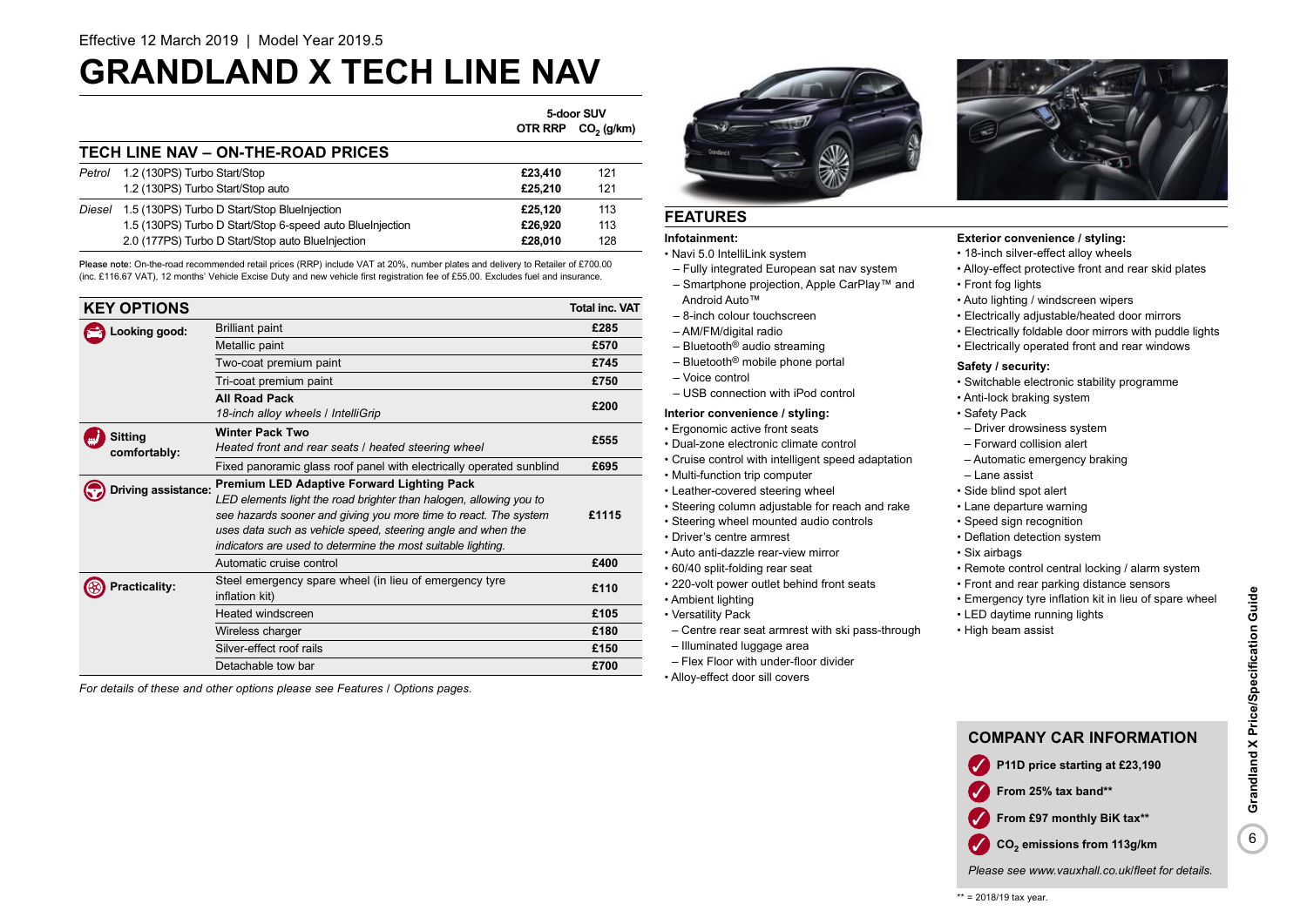Effective 12 March 2019 | Model Year 2019.5

# GRANDLAND X TECH LINE NAV

## TECH LINE NAV – ON-THE-ROAD PRICES

| | | 5-door SUV OTR RRP | $CO_2$ (g/km) |
|---|---|---|---|
| *Petrol* | 1.2 (130PS) Turbo Start/Stop | **£23,410** | 121 |
| | 1.2 (130PS) Turbo Start/Stop auto | **£25,210** | 121 |
| *Diesel* | 1.5 (130PS) Turbo D Start/Stop BlueInjection | **£25,120** | 113 |
| | 1.5 (130PS) Turbo D Start/Stop 6-speed auto BlueInjection | **£26,920** | 113 |
| | 2.0 (177PS) Turbo D Start/Stop auto BlueInjection | **£28,010** | 128 |

**Please note:** On-the-road recommended retail prices (RRP) include VAT at 20%, number plates and delivery to Retailer of £700.00 (inc. £116.67 VAT), 12 months' Vehicle Excise Duty and new vehicle first registration fee of £55.00. Excludes fuel and insurance.

## KEY OPTIONS

| | | Total inc. VAT |
|---|---|---|
| **Looking good:** | Brilliant paint | **£285** |
| | Metallic paint | **£570** |
| | Two-coat premium paint | **£745** |
| | Tri-coat premium paint | **£750** |
| | **All Road Pack** *18-inch alloy wheels / IntelliGrip* | **£200** |
| **Sitting comfortably:** | **Winter Pack Two** *Heated front and rear seats / heated steering wheel* | **£555** |
| | Fixed panoramic glass roof panel with electrically operated sunblind | **£695** |
| **Driving assistance:** | **Premium LED Adaptive Forward Lighting Pack** *LED elements light the road brighter than halogen, allowing you to see hazards sooner and giving you more time to react. The system uses data such as vehicle speed, steering angle and when the indicators are used to determine the most suitable lighting.* | **£1115** |
| | Automatic cruise control | **£400** |
| **Practicality:** | Steel emergency spare wheel (in lieu of emergency tyre inflation kit) | **£110** |
| | Heated windscreen | **£105** |
| | Wireless charger | **£180** |
| | Silver-effect roof rails | **£150** |
| | Detachable tow bar | **£700** |

*For details of these and other options please see Features / Options pages.*

## FEATURES

**Infotainment:**
- Navi 5.0 IntelliLink system
  - Fully integrated European sat nav system
  - Smartphone projection, Apple CarPlay™ and Android Auto™
  - 8-inch colour touchscreen
  - AM/FM/digital radio
  - Bluetooth® audio streaming
  - Bluetooth® mobile phone portal
  - Voice control
  - USB connection with iPod control

**Interior convenience / styling:**
- Ergonomic active front seats
- Dual-zone electronic climate control
- Cruise control with intelligent speed adaptation
- Multi-function trip computer
- Leather-covered steering wheel
- Steering column adjustable for reach and rake
- Steering wheel mounted audio controls
- Driver's centre armrest
- Auto anti-dazzle rear-view mirror
- 60/40 split-folding rear seat
- 220-volt power outlet behind front seats
- Ambient lighting
- Versatility Pack
  - Centre rear seat armrest with ski pass-through
  - Illuminated luggage area
  - Flex Floor with under-floor divider
- Alloy-effect door sill covers

**Exterior convenience / styling:**
- 18-inch silver-effect alloy wheels
- Alloy-effect protective front and rear skid plates
- Front fog lights
- Auto lighting / windscreen wipers
- Electrically adjustable/heated door mirrors
- Electrically foldable door mirrors with puddle lights
- Electrically operated front and rear windows

**Safety / security:**
- Switchable electronic stability programme
- Anti-lock braking system
- Safety Pack
  - Driver drowsiness system
  - Forward collision alert
  - Automatic emergency braking
  - Lane assist
- Side blind spot alert
- Lane departure warning
- Speed sign recognition
- Deflation detection system
- Six airbags
- Remote control central locking / alarm system
- Front and rear parking distance sensors
- Emergency tyre inflation kit in lieu of spare wheel
- LED daytime running lights
- High beam assist

## COMPANY CAR INFORMATION

- **P11D price starting at £23,190**
- **From 25% tax band\*\***
- **From £97 monthly BiK tax\*\***
- **$CO_2$ emissions from 113g/km**

*Please see www.vauxhall.co.uk/fleet for details.*

\*\* = 2018/19 tax year.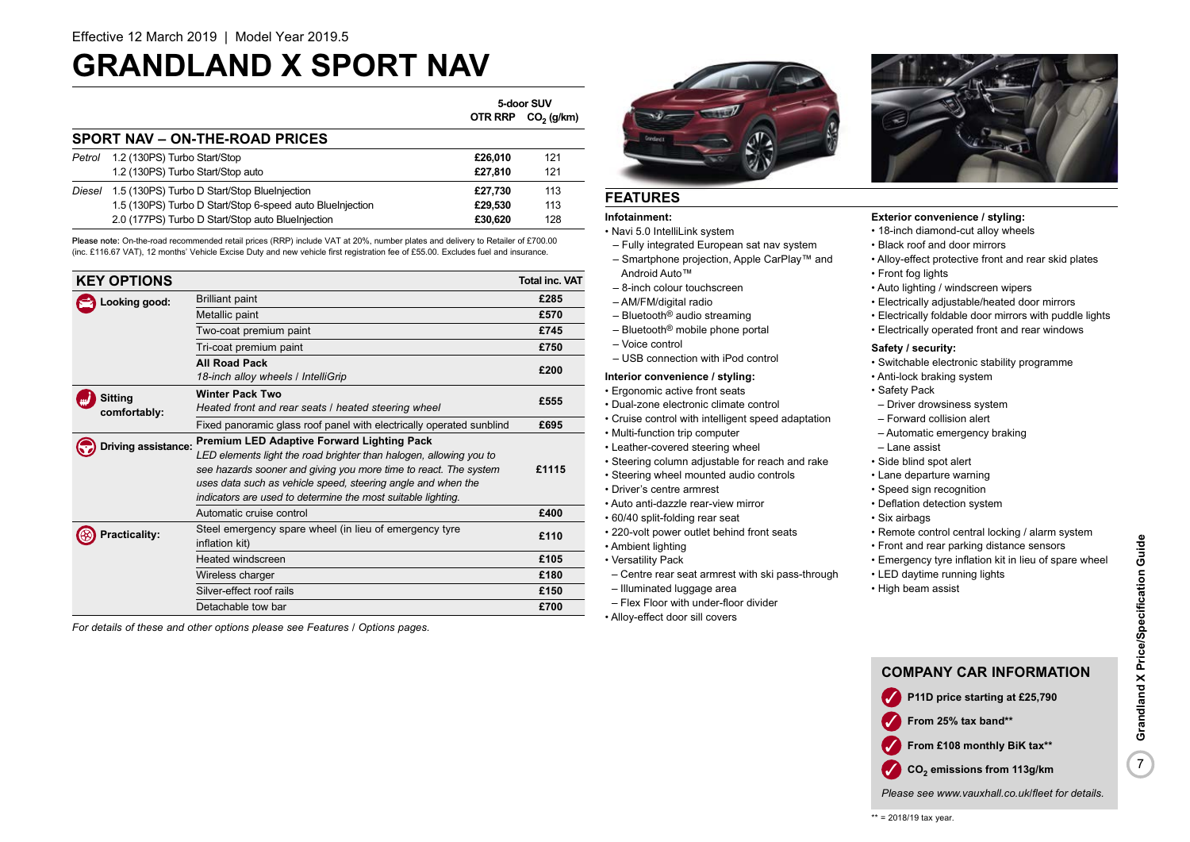Effective 12 March 2019 | Model Year 2019.5

# GRANDLAND X SPORT NAV

## SPORT NAV – ON-THE-ROAD PRICES

| | | 5-door SUV OTR RRP | $CO_2$ (g/km) |
|---|---|---|---|
| *Petrol* | 1.2 (130PS) Turbo Start/Stop | £26,010 | 121 |
| | 1.2 (130PS) Turbo Start/Stop auto | £27,810 | 121 |
| *Diesel* | 1.5 (130PS) Turbo D Start/Stop BlueInjection | £27,730 | 113 |
| | 1.5 (130PS) Turbo D Start/Stop 6-speed auto BlueInjection | £29,530 | 113 |
| | 2.0 (177PS) Turbo D Start/Stop auto BlueInjection | £30,620 | 128 |

**Please note:** On-the-road recommended retail prices (RRP) include VAT at 20%, number plates and delivery to Retailer of £700.00 (inc. £116.67 VAT), 12 months' Vehicle Excise Duty and new vehicle first registration fee of £55.00. Excludes fuel and insurance.

## KEY OPTIONS

| | | Total inc. VAT |
|---|---|---|
| **Looking good:** | Brilliant paint | £285 |
| | Metallic paint | £570 |
| | Two-coat premium paint | £745 |
| | Tri-coat premium paint | £750 |
| | **All Road Pack** *18-inch alloy wheels / IntelliGrip* | £200 |
| **Sitting comfortably:** | **Winter Pack Two** *Heated front and rear seats / heated steering wheel* | £555 |
| | Fixed panoramic glass roof panel with electrically operated sunblind | £695 |
| **Driving assistance:** | **Premium LED Adaptive Forward Lighting Pack** *LED elements light the road brighter than halogen, allowing you to see hazards sooner and giving you more time to react. The system uses data such as vehicle speed, steering angle and when the indicators are used to determine the most suitable lighting.* | £1115 |
| | Automatic cruise control | £400 |
| **Practicality:** | Steel emergency spare wheel (in lieu of emergency tyre inflation kit) | £110 |
| | Heated windscreen | £105 |
| | Wireless charger | £180 |
| | Silver-effect roof rails | £150 |
| | Detachable tow bar | £700 |

*For details of these and other options please see Features / Options pages.*

## FEATURES

**Infotainment:**
- Navi 5.0 IntelliLink system
  – Fully integrated European sat nav system
  – Smartphone projection, Apple CarPlay™ and Android Auto™
  – 8-inch colour touchscreen
  – AM/FM/digital radio
  – Bluetooth® audio streaming
  – Bluetooth® mobile phone portal
  – Voice control
  – USB connection with iPod control

**Interior convenience / styling:**
- Ergonomic active front seats
- Dual-zone electronic climate control
- Cruise control with intelligent speed adaptation
- Multi-function trip computer
- Leather-covered steering wheel
- Steering column adjustable for reach and rake
- Steering wheel mounted audio controls
- Driver's centre armrest
- Auto anti-dazzle rear-view mirror
- 60/40 split-folding rear seat
- 220-volt power outlet behind front seats
- Ambient lighting
- Versatility Pack
  – Centre rear seat armrest with ski pass-through
  – Illuminated luggage area
  – Flex Floor with under-floor divider
- Alloy-effect door sill covers

**Exterior convenience / styling:**
- 18-inch diamond-cut alloy wheels
- Black roof and door mirrors
- Alloy-effect protective front and rear skid plates
- Front fog lights
- Auto lighting / windscreen wipers
- Electrically adjustable/heated door mirrors
- Electrically foldable door mirrors with puddle lights
- Electrically operated front and rear windows

**Safety / security:**
- Switchable electronic stability programme
- Anti-lock braking system
- Safety Pack
  – Driver drowsiness system
  – Forward collision alert
  – Automatic emergency braking
  – Lane assist
- Side blind spot alert
- Lane departure warning
- Speed sign recognition
- Deflation detection system
- Six airbags
- Remote control central locking / alarm system
- Front and rear parking distance sensors
- Emergency tyre inflation kit in lieu of spare wheel
- LED daytime running lights
- High beam assist

## COMPANY CAR INFORMATION

- **P11D price starting at £25,790**
- **From 25% tax band****
- **From £108 monthly BiK tax****
- **$CO_2$ emissions from 113g/km**

*Please see www.vauxhall.co.uk/fleet for details.*

** = 2018/19 tax year.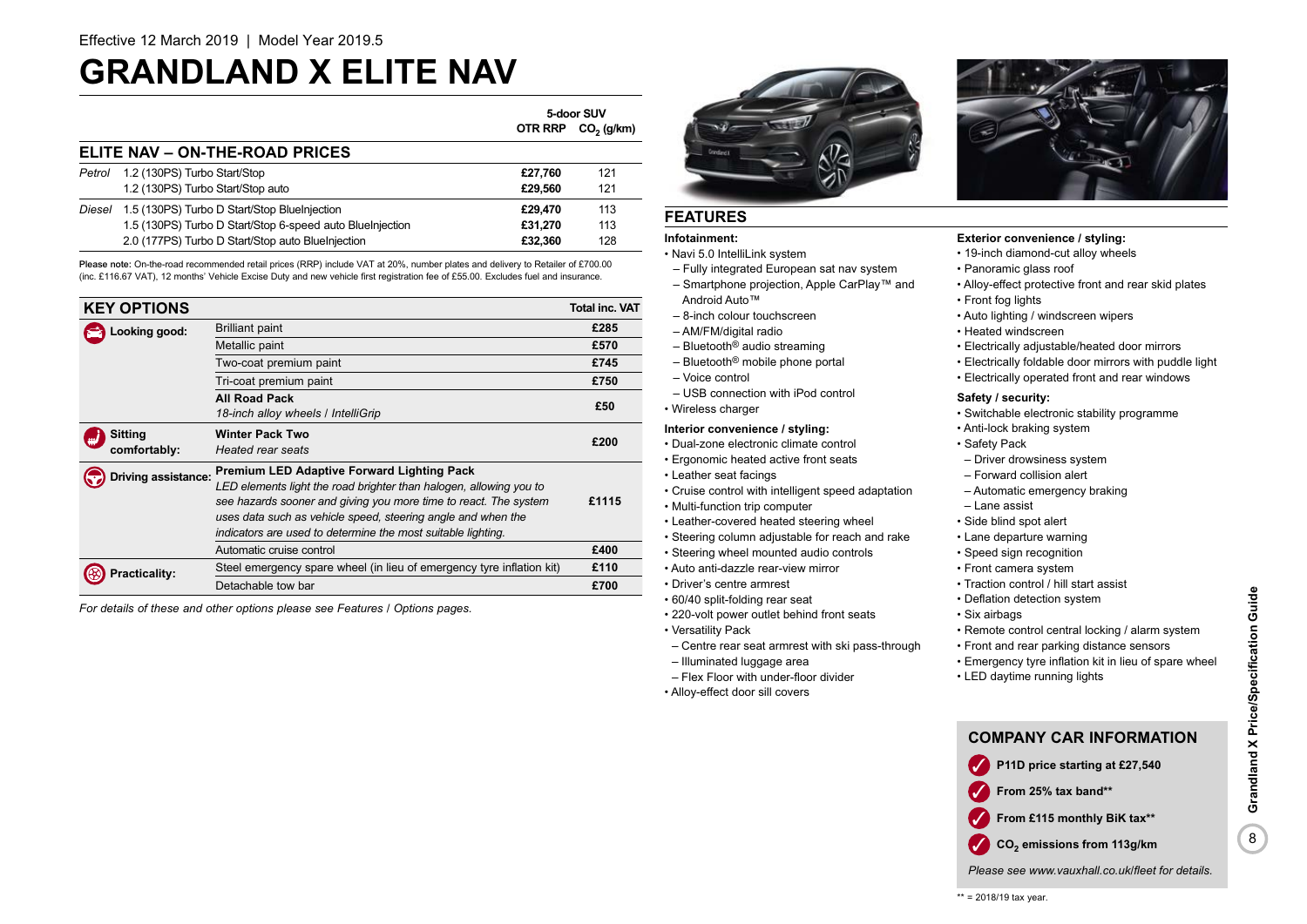Effective 12 March 2019 | Model Year 2019.5

# GRANDLAND X ELITE NAV

## ELITE NAV – ON-THE-ROAD PRICES

| | | 5-door SUV OTR RRP | $CO_2$ (g/km) |
|---|---|---|---|
| *Petrol* | 1.2 (130PS) Turbo Start/Stop | **£27,760** | 121 |
| | 1.2 (130PS) Turbo Start/Stop auto | **£29,560** | 121 |
| *Diesel* | 1.5 (130PS) Turbo D Start/Stop BlueInjection | **£29,470** | 113 |
| | 1.5 (130PS) Turbo D Start/Stop 6-speed auto BlueInjection | **£31,270** | 113 |
| | 2.0 (177PS) Turbo D Start/Stop auto BlueInjection | **£32,360** | 128 |

**Please note:** On-the-road recommended retail prices (RRP) include VAT at 20%, number plates and delivery to Retailer of £700.00 (inc. £116.67 VAT), 12 months' Vehicle Excise Duty and new vehicle first registration fee of £55.00. Excludes fuel and insurance.

## KEY OPTIONS

| | | Total inc. VAT |
|---|---|---|
| **Looking good:** | Brilliant paint | **£285** |
| | Metallic paint | **£570** |
| | Two-coat premium paint | **£745** |
| | Tri-coat premium paint | **£750** |
| | **All Road Pack** *18-inch alloy wheels / IntelliGrip* | **£50** |
| **Sitting comfortably:** | **Winter Pack Two** *Heated rear seats* | **£200** |
| **Driving assistance:** | **Premium LED Adaptive Forward Lighting Pack** *LED elements light the road brighter than halogen, allowing you to see hazards sooner and giving you more time to react. The system uses data such as vehicle speed, steering angle and when the indicators are used to determine the most suitable lighting.* | **£1115** |
| | Automatic cruise control | **£400** |
| **Practicality:** | Steel emergency spare wheel (in lieu of emergency tyre inflation kit) | **£110** |
| | Detachable tow bar | **£700** |

*For details of these and other options please see Features / Options pages.*

## FEATURES

**Infotainment:**
- Navi 5.0 IntelliLink system
  - Fully integrated European sat nav system
  - Smartphone projection, Apple CarPlay™ and Android Auto™
  - 8-inch colour touchscreen
  - AM/FM/digital radio
  - Bluetooth® audio streaming
  - Bluetooth® mobile phone portal
  - Voice control
  - USB connection with iPod control
- Wireless charger

**Interior convenience / styling:**
- Dual-zone electronic climate control
- Ergonomic heated active front seats
- Leather seat facings
- Cruise control with intelligent speed adaptation
- Multi-function trip computer
- Leather-covered heated steering wheel
- Steering column adjustable for reach and rake
- Steering wheel mounted audio controls
- Auto anti-dazzle rear-view mirror
- Driver's centre armrest
- 60/40 split-folding rear seat
- 220-volt power outlet behind front seats
- Versatility Pack
  - Centre rear seat armrest with ski pass-through
  - Illuminated luggage area
  - Flex Floor with under-floor divider
- Alloy-effect door sill covers

**Exterior convenience / styling:**
- 19-inch diamond-cut alloy wheels
- Panoramic glass roof
- Alloy-effect protective front and rear skid plates
- Front fog lights
- Auto lighting / windscreen wipers
- Heated windscreen
- Electrically adjustable/heated door mirrors
- Electrically foldable door mirrors with puddle light
- Electrically operated front and rear windows

**Safety / security:**
- Switchable electronic stability programme
- Anti-lock braking system
- Safety Pack
  - Driver drowsiness system
  - Forward collision alert
  - Automatic emergency braking
  - Lane assist
- Side blind spot alert
- Lane departure warning
- Speed sign recognition
- Front camera system
- Traction control / hill start assist
- Deflation detection system
- Six airbags
- Remote control central locking / alarm system
- Front and rear parking distance sensors
- Emergency tyre inflation kit in lieu of spare wheel
- LED daytime running lights

## COMPANY CAR INFORMATION

- **P11D price starting at £27,540**
- **From 25% tax band\*\***
- **From £115 monthly BiK tax\*\***
- **$CO_2$ emissions from 113g/km**

*Please see www.vauxhall.co.uk/fleet for details.*

\*\* = 2018/19 tax year.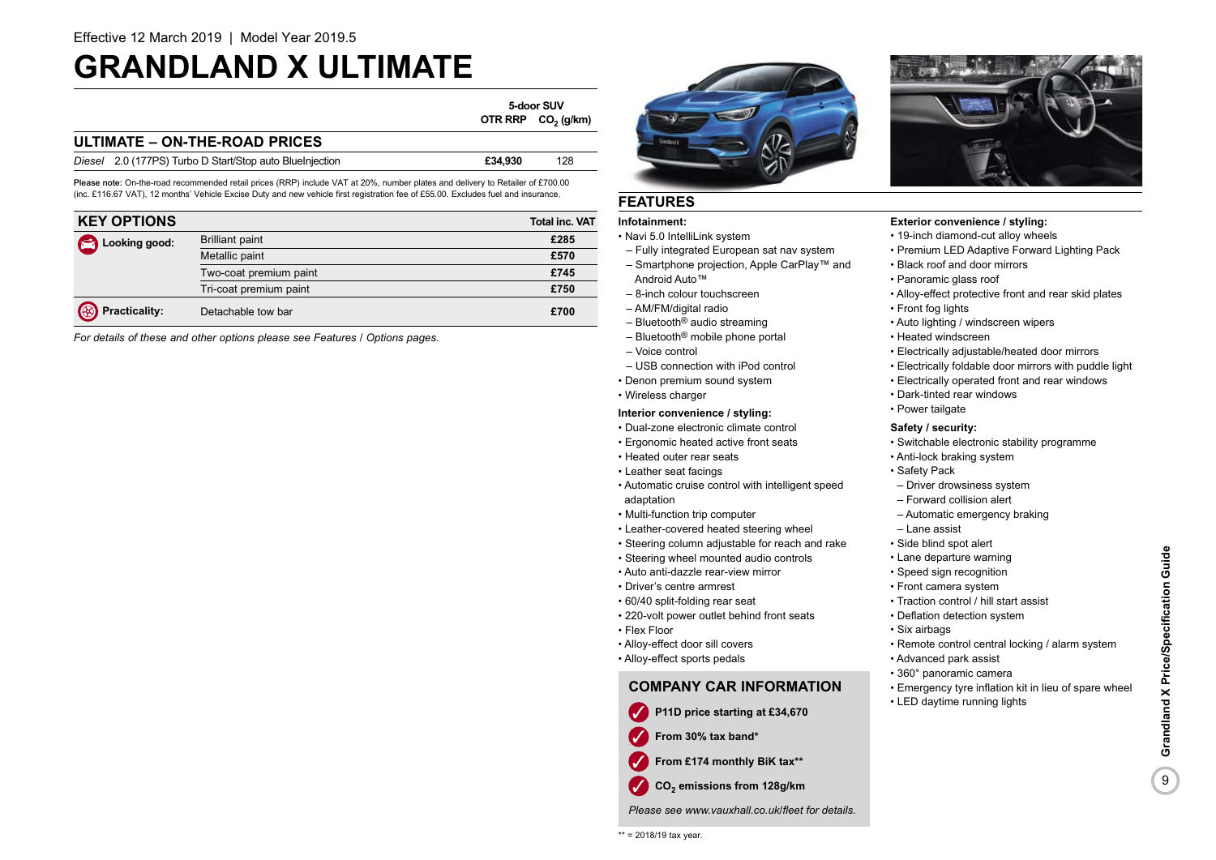Effective 12 March 2019 | Model Year 2019.5

# GRANDLAND X ULTIMATE

| ULTIMATE – ON-THE-ROAD PRICES | 5-door SUV OTR RRP | $CO_2$ (g/km) |
|---|---|---|
| *Diesel* 2.0 (177PS) Turbo D Start/Stop auto BlueInjection | £34,930 | 128 |

**Please note:** On-the-road recommended retail prices (RRP) include VAT at 20%, number plates and delivery to Retailer of £700.00 (inc. £116.67 VAT), 12 months' Vehicle Excise Duty and new vehicle first registration fee of £55.00. Excludes fuel and insurance.

| KEY OPTIONS | | Total inc. VAT |
|---|---|---|
| **Looking good:** | Brilliant paint | £285 |
| | Metallic paint | £570 |
| | Two-coat premium paint | £745 |
| | Tri-coat premium paint | £750 |
| **Practicality:** | Detachable tow bar | £700 |

*For details of these and other options please see Features / Options pages.*

## FEATURES

**Infotainment:**
- Navi 5.0 IntelliLink system
  - Fully integrated European sat nav system
  - Smartphone projection, Apple CarPlay™ and Android Auto™
  - 8-inch colour touchscreen
  - AM/FM/digital radio
  - Bluetooth® audio streaming
  - Bluetooth® mobile phone portal
  - Voice control
  - USB connection with iPod control
- Denon premium sound system
- Wireless charger

**Interior convenience / styling:**
- Dual-zone electronic climate control
- Ergonomic heated active front seats
- Heated outer rear seats
- Leather seat facings
- Automatic cruise control with intelligent speed adaptation
- Multi-function trip computer
- Leather-covered heated steering wheel
- Steering column adjustable for reach and rake
- Steering wheel mounted audio controls
- Auto anti-dazzle rear-view mirror
- Driver's centre armrest
- 60/40 split-folding rear seat
- 220-volt power outlet behind front seats
- Flex Floor
- Alloy-effect door sill covers
- Alloy-effect sports pedals

**Exterior convenience / styling:**
- 19-inch diamond-cut alloy wheels
- Premium LED Adaptive Forward Lighting Pack
- Black roof and door mirrors
- Panoramic glass roof
- Alloy-effect protective front and rear skid plates
- Front fog lights
- Auto lighting / windscreen wipers
- Heated windscreen
- Electrically adjustable/heated door mirrors
- Electrically foldable door mirrors with puddle light
- Electrically operated front and rear windows
- Dark-tinted rear windows
- Power tailgate

**Safety / security:**
- Switchable electronic stability programme
- Anti-lock braking system
- Safety Pack
  - Driver drowsiness system
  - Forward collision alert
  - Automatic emergency braking
  - Lane assist
- Side blind spot alert
- Lane departure warning
- Speed sign recognition
- Front camera system
- Traction control / hill start assist
- Deflation detection system
- Six airbags
- Remote control central locking / alarm system
- Advanced park assist
- 360° panoramic camera
- Emergency tyre inflation kit in lieu of spare wheel
- LED daytime running lights

## COMPANY CAR INFORMATION

- **P11D price starting at £34,670**
- **From 30% tax band***
- **From £174 monthly BiK tax****
- **$CO_2$ emissions from 128g/km**

*Please see www.vauxhall.co.uk/fleet for details.*

** = 2018/19 tax year.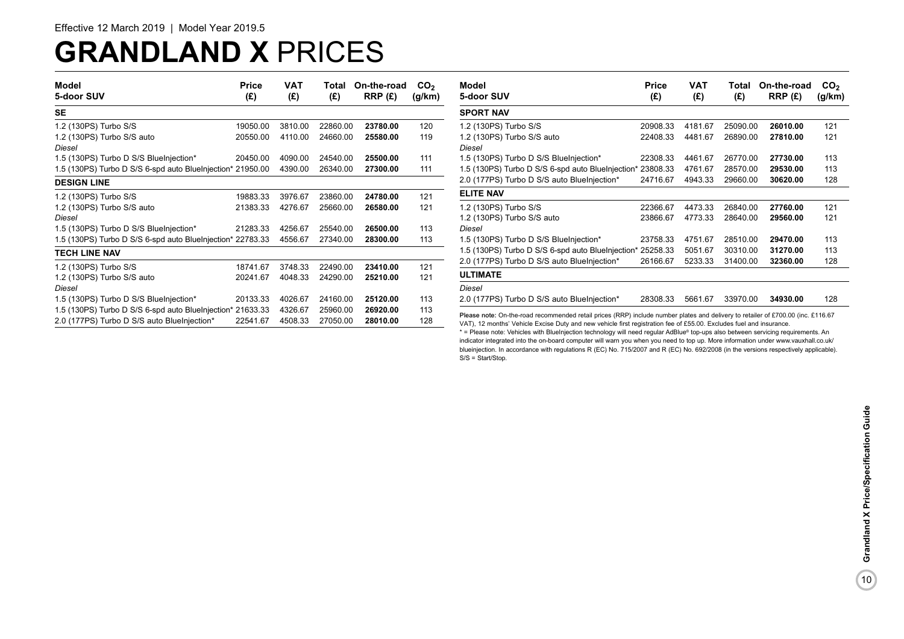Effective 12 March 2019 | Model Year 2019.5

# GRANDLAND X PRICES

| Model 5-door SUV | Price (£) | VAT (£) | Total (£) | On-the-road RRP (£) | $CO_2$ (g/km) |
|---|---|---|---|---|---|
| **SE** | | | | | |
| 1.2 (130PS) Turbo S/S | 19050.00 | 3810.00 | 22860.00 | **23780.00** | 120 |
| 1.2 (130PS) Turbo S/S auto | 20550.00 | 4110.00 | 24660.00 | **25580.00** | 119 |
| *Diesel* | | | | | |
| 1.5 (130PS) Turbo D S/S BlueInjection* | 20450.00 | 4090.00 | 24540.00 | **25500.00** | 111 |
| 1.5 (130PS) Turbo D S/S 6-spd auto BlueInjection* | 21950.00 | 4390.00 | 26340.00 | **27300.00** | 111 |
| **DESIGN LINE** | | | | | |
| 1.2 (130PS) Turbo S/S | 19883.33 | 3976.67 | 23860.00 | **24780.00** | 121 |
| 1.2 (130PS) Turbo S/S auto | 21383.33 | 4276.67 | 25660.00 | **26580.00** | 121 |
| *Diesel* | | | | | |
| 1.5 (130PS) Turbo D S/S BlueInjection* | 21283.33 | 4256.67 | 25540.00 | **26500.00** | 113 |
| 1.5 (130PS) Turbo D S/S 6-spd auto BlueInjection* | 22783.33 | 4556.67 | 27340.00 | **28300.00** | 113 |
| **TECH LINE NAV** | | | | | |
| 1.2 (130PS) Turbo S/S | 18741.67 | 3748.33 | 22490.00 | **23410.00** | 121 |
| 1.2 (130PS) Turbo S/S auto | 20241.67 | 4048.33 | 24290.00 | **25210.00** | 121 |
| *Diesel* | | | | | |
| 1.5 (130PS) Turbo D S/S BlueInjection* | 20133.33 | 4026.67 | 24160.00 | **25120.00** | 113 |
| 1.5 (130PS) Turbo D S/S 6-spd auto BlueInjection* | 21633.33 | 4326.67 | 25960.00 | **26920.00** | 113 |
| 2.0 (177PS) Turbo D S/S auto BlueInjection* | 22541.67 | 4508.33 | 27050.00 | **28010.00** | 128 |
| **SPORT NAV** | | | | | |
| 1.2 (130PS) Turbo S/S | 20908.33 | 4181.67 | 25090.00 | **26010.00** | 121 |
| 1.2 (130PS) Turbo S/S auto | 22408.33 | 4481.67 | 26890.00 | **27810.00** | 121 |
| *Diesel* | | | | | |
| 1.5 (130PS) Turbo D S/S BlueInjection* | 22308.33 | 4461.67 | 26770.00 | **27730.00** | 113 |
| 1.5 (130PS) Turbo D S/S 6-spd auto BlueInjection* | 23808.33 | 4761.67 | 28570.00 | **29530.00** | 113 |
| 2.0 (177PS) Turbo D S/S auto BlueInjection* | 24716.67 | 4943.33 | 29660.00 | **30620.00** | 128 |
| **ELITE NAV** | | | | | |
| 1.2 (130PS) Turbo S/S | 22366.67 | 4473.33 | 26840.00 | **27760.00** | 121 |
| 1.2 (130PS) Turbo S/S auto | 23866.67 | 4773.33 | 28640.00 | **29560.00** | 121 |
| *Diesel* | | | | | |
| 1.5 (130PS) Turbo D S/S BlueInjection* | 23758.33 | 4751.67 | 28510.00 | **29470.00** | 113 |
| 1.5 (130PS) Turbo D S/S 6-spd auto BlueInjection* | 25258.33 | 5051.67 | 30310.00 | **31270.00** | 113 |
| 2.0 (177PS) Turbo D S/S auto BlueInjection* | 26166.67 | 5233.33 | 31400.00 | **32360.00** | 128 |
| **ULTIMATE** | | | | | |
| *Diesel* | | | | | |
| 2.0 (177PS) Turbo D S/S auto BlueInjection* | 28308.33 | 5661.67 | 33970.00 | **34930.00** | 128 |

**Please note:** On-the-road recommended retail prices (RRP) include number plates and delivery to retailer of £700.00 (inc. £116.67 VAT), 12 months' Vehicle Excise Duty and new vehicle first registration fee of £55.00. Excludes fuel and insurance.

* = Please note: Vehicles with BlueInjection technology will need regular AdBlue® top-ups also between servicing requirements. An indicator integrated into the on-board computer will warn you when you need to top up. More information under www.vauxhall.co.uk/blueinjection. In accordance with regulations R (EC) No. 715/2007 and R (EC) No. 692/2008 (in the versions respectively applicable).

S/S = Start/Stop.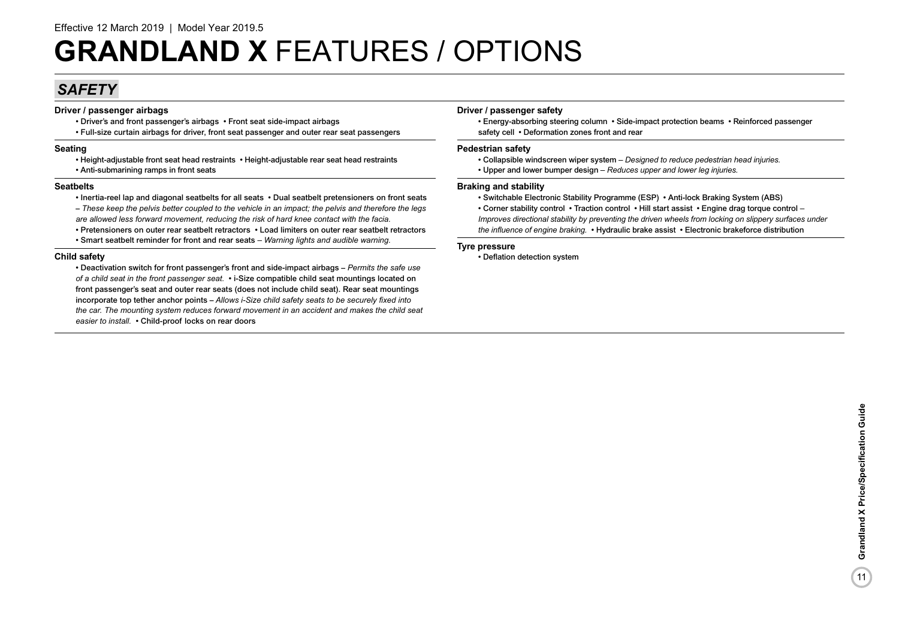Effective 12 March 2019 | Model Year 2019.5

# GRANDLAND X FEATURES / OPTIONS

## SAFETY

### Driver / passenger airbags

- Driver's and front passenger's airbags • Front seat side-impact airbags
- Full-size curtain airbags for driver, front seat passenger and outer rear seat passengers

### Seating

- Height-adjustable front seat head restraints • Height-adjustable rear seat head restraints
- Anti-submarining ramps in front seats

### Seatbelts

- Inertia-reel lap and diagonal seatbelts for all seats • Dual seatbelt pretensioners on front seats – *These keep the pelvis better coupled to the vehicle in an impact; the pelvis and therefore the legs are allowed less forward movement, reducing the risk of hard knee contact with the facia.*
- Pretensioners on outer rear seatbelt retractors • Load limiters on outer rear seatbelt retractors
- Smart seatbelt reminder for front and rear seats – *Warning lights and audible warning.*

### Child safety

- Deactivation switch for front passenger's front and side-impact airbags – *Permits the safe use of a child seat in the front passenger seat.* • i-Size compatible child seat mountings located on front passenger's seat and outer rear seats (does not include child seat). Rear seat mountings incorporate top tether anchor points – *Allows i-Size child safety seats to be securely fixed into the car. The mounting system reduces forward movement in an accident and makes the child seat easier to install.* • Child-proof locks on rear doors

### Driver / passenger safety

- Energy-absorbing steering column • Side-impact protection beams • Reinforced passenger safety cell • Deformation zones front and rear

### Pedestrian safety

- Collapsible windscreen wiper system – *Designed to reduce pedestrian head injuries.*
- Upper and lower bumper design – *Reduces upper and lower leg injuries.*

### Braking and stability

- Switchable Electronic Stability Programme (ESP) • Anti-lock Braking System (ABS)
- Corner stability control • Traction control • Hill start assist • Engine drag torque control – *Improves directional stability by preventing the driven wheels from locking on slippery surfaces under the influence of engine braking.* • Hydraulic brake assist • Electronic brakeforce distribution

### Tyre pressure

- Deflation detection system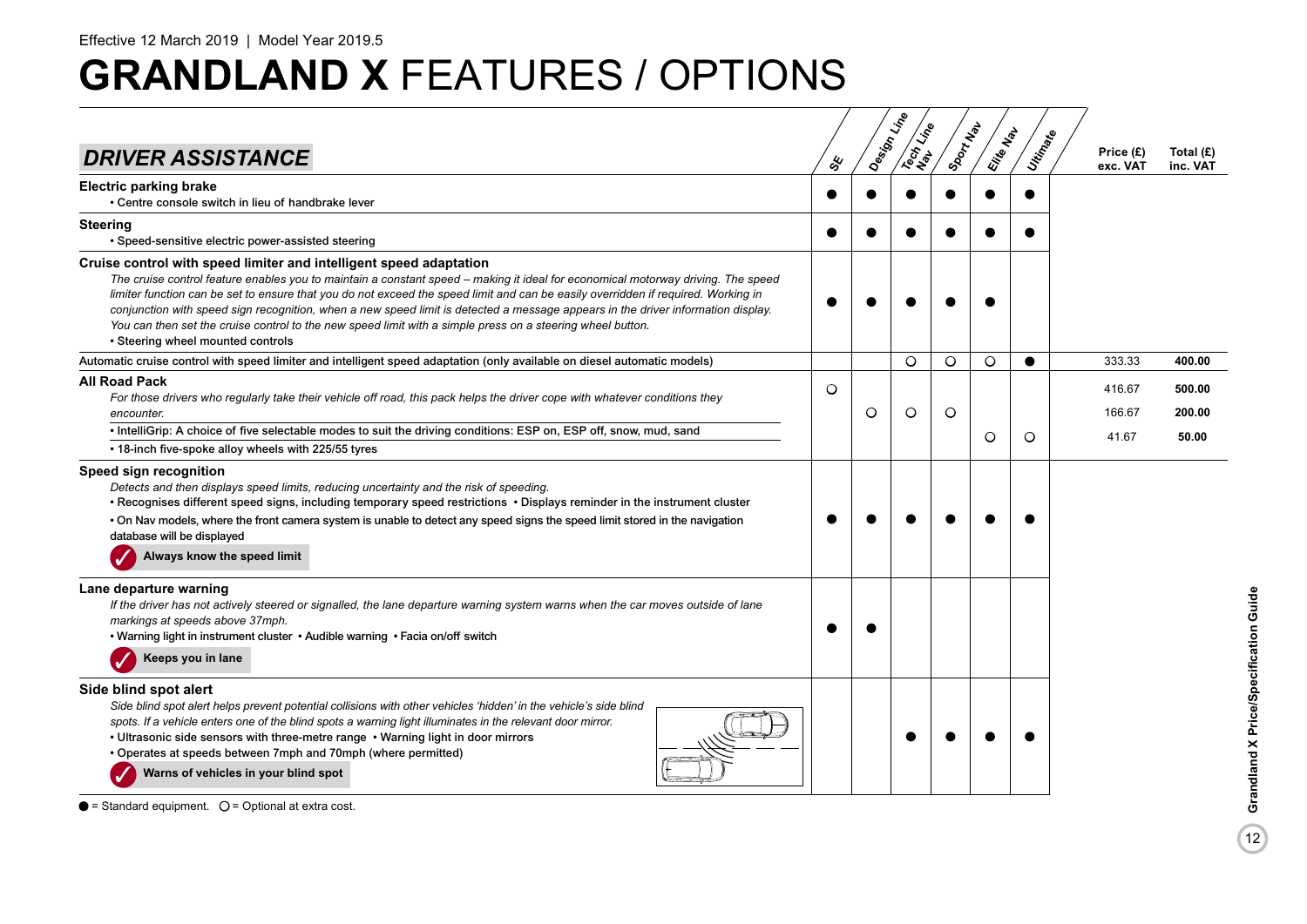Effective 12 March 2019 | Model Year 2019.5

# GRANDLAND X FEATURES / OPTIONS

## DRIVER ASSISTANCE

| Feature | SE | Design Line | Tech Line Nav | Sport Nav | Elite Nav | Ultimate | Price (£) exc. VAT | Total (£) inc. VAT |
|---|---|---|---|---|---|---|---|---|
| **Electric parking brake**<br>• Centre console switch in lieu of handbrake lever | ● | ● | ● | ● | ● | ● | | |
| **Steering**<br>• Speed-sensitive electric power-assisted steering | ● | ● | ● | ● | ● | ● | | |
| **Cruise control with speed limiter and intelligent speed adaptation**<br>*The cruise control feature enables you to maintain a constant speed – making it ideal for economical motorway driving. The speed limiter function can be set to ensure that you do not exceed the speed limit and can be easily overridden if required. Working in conjunction with speed sign recognition, when a new speed limit is detected a message appears in the driver information display. You can then set the cruise control to the new speed limit with a simple press on a steering wheel button.*<br>• Steering wheel mounted controls | ● | ● | ● | ● | ● | | | |
| Automatic cruise control with speed limiter and intelligent speed adaptation (only available on diesel automatic models) | | | ○ | ○ | ○ | ● | 333.33 | **400.00** |
| **All Road Pack**<br>*For those drivers who regularly take their vehicle off road, this pack helps the driver cope with whatever conditions they encounter.*<br>• IntelliGrip: A choice of five selectable modes to suit the driving conditions: ESP on, ESP off, snow, mud, sand<br>• 18-inch five-spoke alloy wheels with 225/55 tyres | ○ | | | | | | 416.67 | **500.00** |
| | | ○ | ○ | ○ | | | 166.67 | **200.00** |
| | | | | | ○ | ○ | 41.67 | **50.00** |
| **Speed sign recognition**<br>*Detects and then displays speed limits, reducing uncertainty and the risk of speeding.*<br>• Recognises different speed signs, including temporary speed restrictions • Displays reminder in the instrument cluster<br>• On Nav models, where the front camera system is unable to detect any speed signs the speed limit stored in the navigation database will be displayed<br>✓ **Always know the speed limit** | ● | ● | ● | ● | ● | ● | | |
| **Lane departure warning**<br>*If the driver has not actively steered or signalled, the lane departure warning system warns when the car moves outside of lane markings at speeds above 37mph.*<br>• Warning light in instrument cluster • Audible warning • Facia on/off switch<br>✓ **Keeps you in lane** | ● | ● | | | | | | |
| **Side blind spot alert**<br>*Side blind spot alert helps prevent potential collisions with other vehicles 'hidden' in the vehicle's side blind spots. If a vehicle enters one of the blind spots a warning light illuminates in the relevant door mirror.*<br>• Ultrasonic side sensors with three-metre range • Warning light in door mirrors<br>• Operates at speeds between 7mph and 70mph (where permitted)<br>✓ **Warns of vehicles in your blind spot** | | | ● | ● | ● | ● | | |

● = Standard equipment. ○ = Optional at extra cost.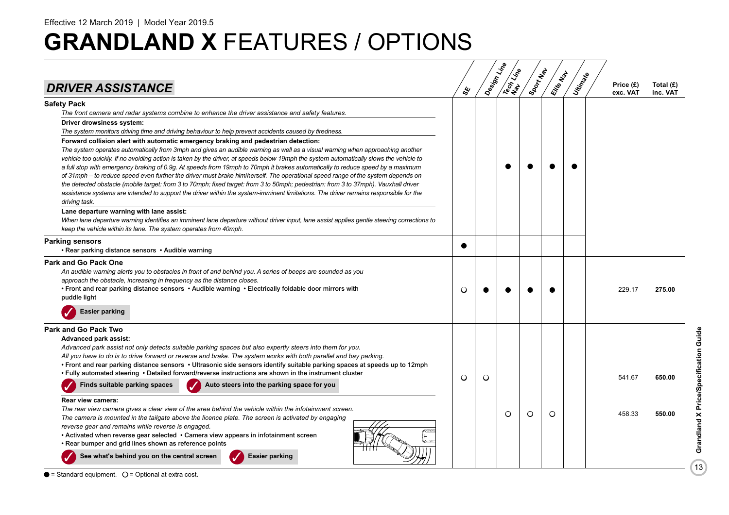Effective 12 March 2019 | Model Year 2019.5

# GRANDLAND X FEATURES / OPTIONS

## DRIVER ASSISTANCE

| | SE | Design Line | Tech Line Nav | Sport Nav | Elite Nav | Ultimate | Price (£) exc. VAT | Total (£) inc. VAT |
|---|---|---|---|---|---|---|---|---|
| **Safety Pack**<br>*The front camera and radar systems combine to enhance the driver assistance and safety features.*<br>**Driver drowsiness system:**<br>*The system monitors driving time and driving behaviour to help prevent accidents caused by tiredness.*<br>**Forward collision alert with automatic emergency braking and pedestrian detection:**<br>*The system operates automatically from 3mph and gives an audible warning as well as a visual warning when approaching another vehicle too quickly. If no avoiding action is taken by the driver, at speeds below 19mph the system automatically slows the vehicle to a full stop with emergency braking of 0.9g. At speeds from 19mph to 70mph it brakes automatically to reduce speed by a maximum of 31mph – to reduce speed even further the driver must brake him/herself. The operational speed range of the system depends on the detected obstacle (mobile target: from 3 to 70mph; fixed target: from 3 to 50mph; pedestrian: from 3 to 37mph). Vauxhall driver assistance systems are intended to support the driver within the system-imminent limitations. The driver remains responsible for the driving task.*<br>**Lane departure warning with lane assist:**<br>*When lane departure warning identifies an imminent lane departure without driver input, lane assist applies gentle steering corrections to keep the vehicle within its lane. The system operates from 40mph.* | | | ● | ● | ● | ● | | |
| **Parking sensors**<br>• Rear parking distance sensors • Audible warning | ● | | | | | | | |
| **Park and Go Pack One**<br>*An audible warning alerts you to obstacles in front of and behind you. A series of beeps are sounded as you approach the obstacle, increasing in frequency as the distance closes.*<br>• Front and rear parking distance sensors • Audible warning • Electrically foldable door mirrors with puddle light<br>**Easier parking** | ○ | ● | ● | ● | ● | | 229.17 | **275.00** |
| **Park and Go Pack Two**<br>**Advanced park assist:**<br>*Advanced park assist not only detects suitable parking spaces but also expertly steers into them for you. All you have to do is to drive forward or reverse and brake. The system works with both parallel and bay parking.*<br>• Front and rear parking distance sensors • Ultrasonic side sensors identify suitable parking spaces at speeds up to 12mph<br>• Fully automated steering • Detailed forward/reverse instructions are shown in the instrument cluster<br>**Finds suitable parking spaces** **Auto steers into the parking space for you** | ○ | ○ | | | | | 541.67 | **650.00** |
| **Rear view camera:**<br>*The rear view camera gives a clear view of the area behind the vehicle within the infotainment screen. The camera is mounted in the tailgate above the licence plate. The screen is activated by engaging reverse gear and remains while reverse is engaged.*<br>• Activated when reverse gear selected • Camera view appears in infotainment screen<br>• Rear bumper and grid lines shown as reference points<br>**See what's behind you on the central screen** **Easier parking** | | | ○ | ○ | ○ | | 458.33 | **550.00** |

● = Standard equipment. ○ = Optional at extra cost.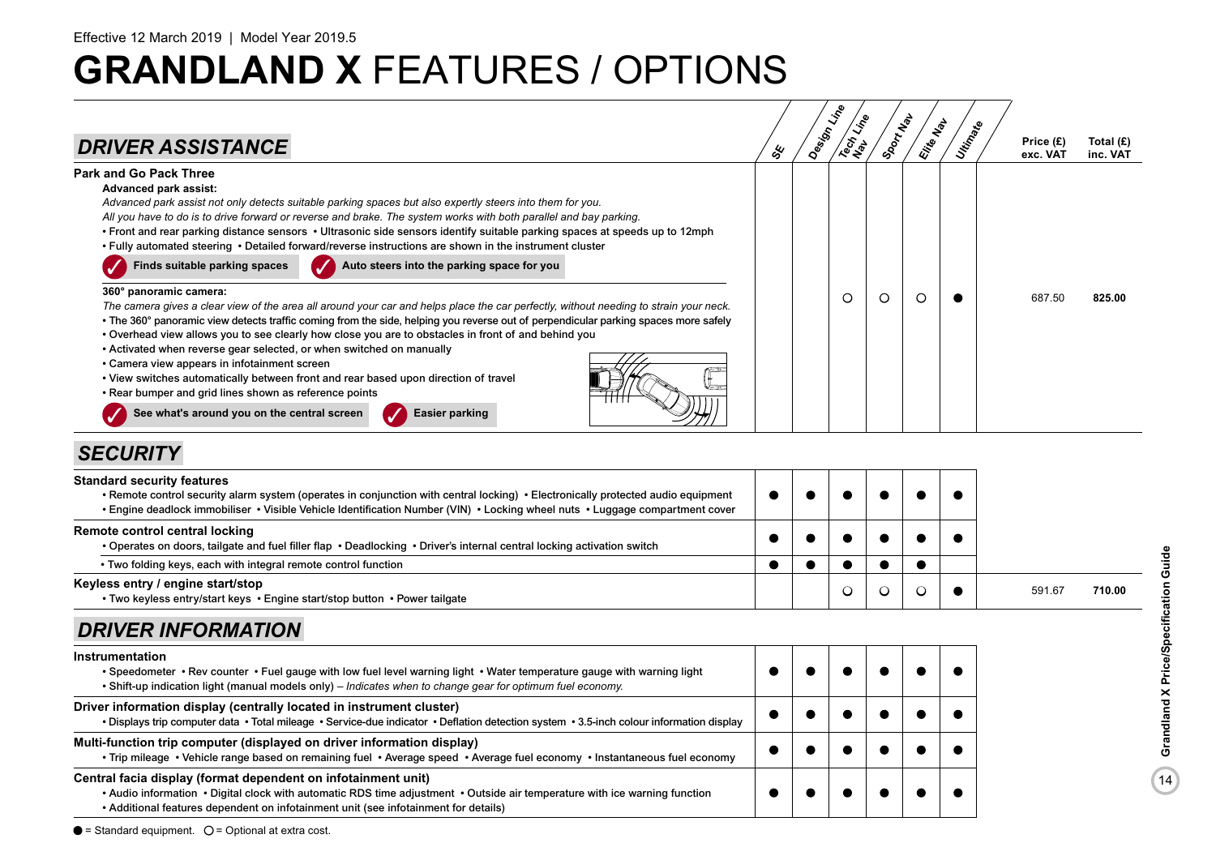Effective 12 March 2019 | Model Year 2019.5

# GRANDLAND X FEATURES / OPTIONS

## DRIVER ASSISTANCE

| Feature | SE | Design Line | Tech Line Nav | Sport Nav | Elite Nav | Ultimate | Price (£) exc. VAT | Total (£) inc. VAT |
|---|---|---|---|---|---|---|---|---|
| **Park and Go Pack Three**<br>**Advanced park assist:**<br>*Advanced park assist not only detects suitable parking spaces but also expertly steers into them for you. All you have to do is to drive forward or reverse and brake. The system works with both parallel and bay parking.*<br>• Front and rear parking distance sensors • Ultrasonic side sensors identify suitable parking spaces at speeds up to 12mph<br>• Fully automated steering • Detailed forward/reverse instructions are shown in the instrument cluster<br>✓ Finds suitable parking spaces ✓ Auto steers into the parking space for you<br>**360° panoramic camera:**<br>*The camera gives a clear view of the area all around your car and helps place the car perfectly, without needing to strain your neck.*<br>• The 360° panoramic view detects traffic coming from the side, helping you reverse out of perpendicular parking spaces more safely<br>• Overhead view allows you to see clearly how close you are to obstacles in front of and behind you<br>• Activated when reverse gear selected, or when switched on manually<br>• Camera view appears in infotainment screen<br>• View switches automatically between front and rear based upon direction of travel<br>• Rear bumper and grid lines shown as reference points<br>✓ See what's around you on the central screen ✓ Easier parking | | | ○ | ○ | ○ | ● | 687.50 | **825.00** |

## SECURITY

| Feature | SE | Design Line | Tech Line Nav | Sport Nav | Elite Nav | Ultimate | Price (£) exc. VAT | Total (£) inc. VAT |
|---|---|---|---|---|---|---|---|---|
| **Standard security features**<br>• Remote control security alarm system (operates in conjunction with central locking) • Electronically protected audio equipment<br>• Engine deadlock immobiliser • Visible Vehicle Identification Number (VIN) • Locking wheel nuts • Luggage compartment cover | ● | ● | ● | ● | ● | ● | | |
| **Remote control central locking**<br>• Operates on doors, tailgate and fuel filler flap • Deadlocking • Driver's internal central locking activation switch | ● | ● | ● | ● | ● | ● | | |
| • Two folding keys, each with integral remote control function | ● | ● | ● | ● | ● | | | |
| **Keyless entry / engine start/stop**<br>• Two keyless entry/start keys • Engine start/stop button • Power tailgate | | | ○ | ○ | ○ | ● | 591.67 | **710.00** |

## DRIVER INFORMATION

| Feature | SE | Design Line | Tech Line Nav | Sport Nav | Elite Nav | Ultimate |
|---|---|---|---|---|---|---|
| **Instrumentation**<br>• Speedometer • Rev counter • Fuel gauge with low fuel level warning light • Water temperature gauge with warning light<br>• Shift-up indication light (manual models only) – *Indicates when to change gear for optimum fuel economy.* | ● | ● | ● | ● | ● | ● |
| **Driver information display (centrally located in instrument cluster)**<br>• Displays trip computer data • Total mileage • Service-due indicator • Deflation detection system • 3.5-inch colour information display | ● | ● | ● | ● | ● | ● |
| **Multi-function trip computer (displayed on driver information display)**<br>• Trip mileage • Vehicle range based on remaining fuel • Average speed • Average fuel economy • Instantaneous fuel economy | ● | ● | ● | ● | ● | ● |
| **Central facia display (format dependent on infotainment unit)**<br>• Audio information • Digital clock with automatic RDS time adjustment • Outside air temperature with ice warning function<br>• Additional features dependent on infotainment unit (see infotainment for details) | ● | ● | ● | ● | ● | ● |

● = Standard equipment. ○ = Optional at extra cost.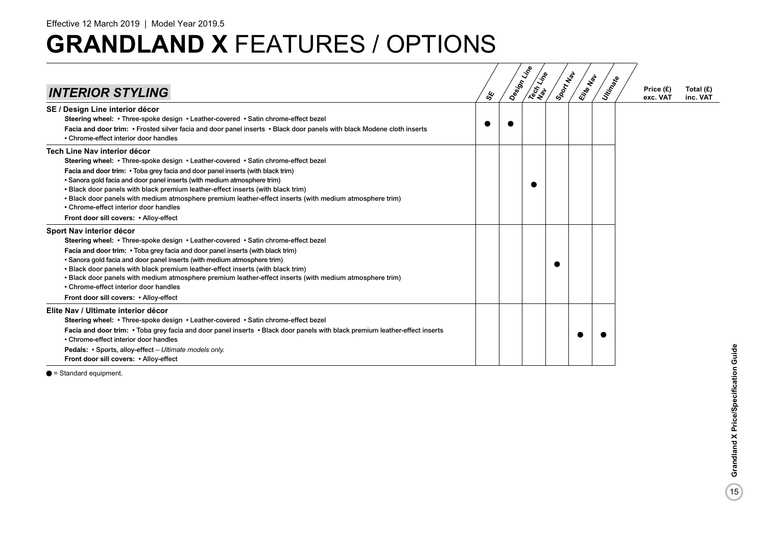Effective 12 March 2019 | Model Year 2019.5

# GRANDLAND X FEATURES / OPTIONS

| INTERIOR STYLING | SE | Design Line | Tech Line Nav | Sport Nav | Elite Nav | Ultimate | Price (£) exc. VAT | Total (£) inc. VAT |
|---|---|---|---|---|---|---|---|---|
| **SE / Design Line interior décor**<br>**Steering wheel:** • Three-spoke design • Leather-covered • Satin chrome-effect bezel<br>**Facia and door trim:** • Frosted silver facia and door panel inserts • Black door panels with black Modene cloth inserts<br>• Chrome-effect interior door handles | ● | ● | | | | | | |
| **Tech Line Nav interior décor**<br>**Steering wheel:** • Three-spoke design • Leather-covered • Satin chrome-effect bezel<br>**Facia and door trim:** • Toba grey facia and door panel inserts (with black trim)<br>• Sanora gold facia and door panel inserts (with medium atmosphere trim)<br>• Black door panels with black premium leather-effect inserts (with black trim)<br>• Black door panels with medium atmosphere premium leather-effect inserts (with medium atmosphere trim)<br>• Chrome-effect interior door handles<br>**Front door sill covers:** • Alloy-effect | | | ● | | | | | |
| **Sport Nav interior décor**<br>**Steering wheel:** • Three-spoke design • Leather-covered • Satin chrome-effect bezel<br>**Facia and door trim:** • Toba grey facia and door panel inserts (with black trim)<br>• Sanora gold facia and door panel inserts (with medium atmosphere trim)<br>• Black door panels with black premium leather-effect inserts (with black trim)<br>• Black door panels with medium atmosphere premium leather-effect inserts (with medium atmosphere trim)<br>• Chrome-effect interior door handles<br>**Front door sill covers:** • Alloy-effect | | | | ● | | | | |
| **Elite Nav / Ultimate interior décor**<br>**Steering wheel:** • Three-spoke design • Leather-covered • Satin chrome-effect bezel<br>**Facia and door trim:** • Toba grey facia and door panel inserts • Black door panels with black premium leather-effect inserts<br>• Chrome-effect interior door handles<br>**Pedals:** • Sports, alloy-effect – *Ultimate models only.*<br>**Front door sill covers:** • Alloy-effect | | | | | ● | ● | | |

● = Standard equipment.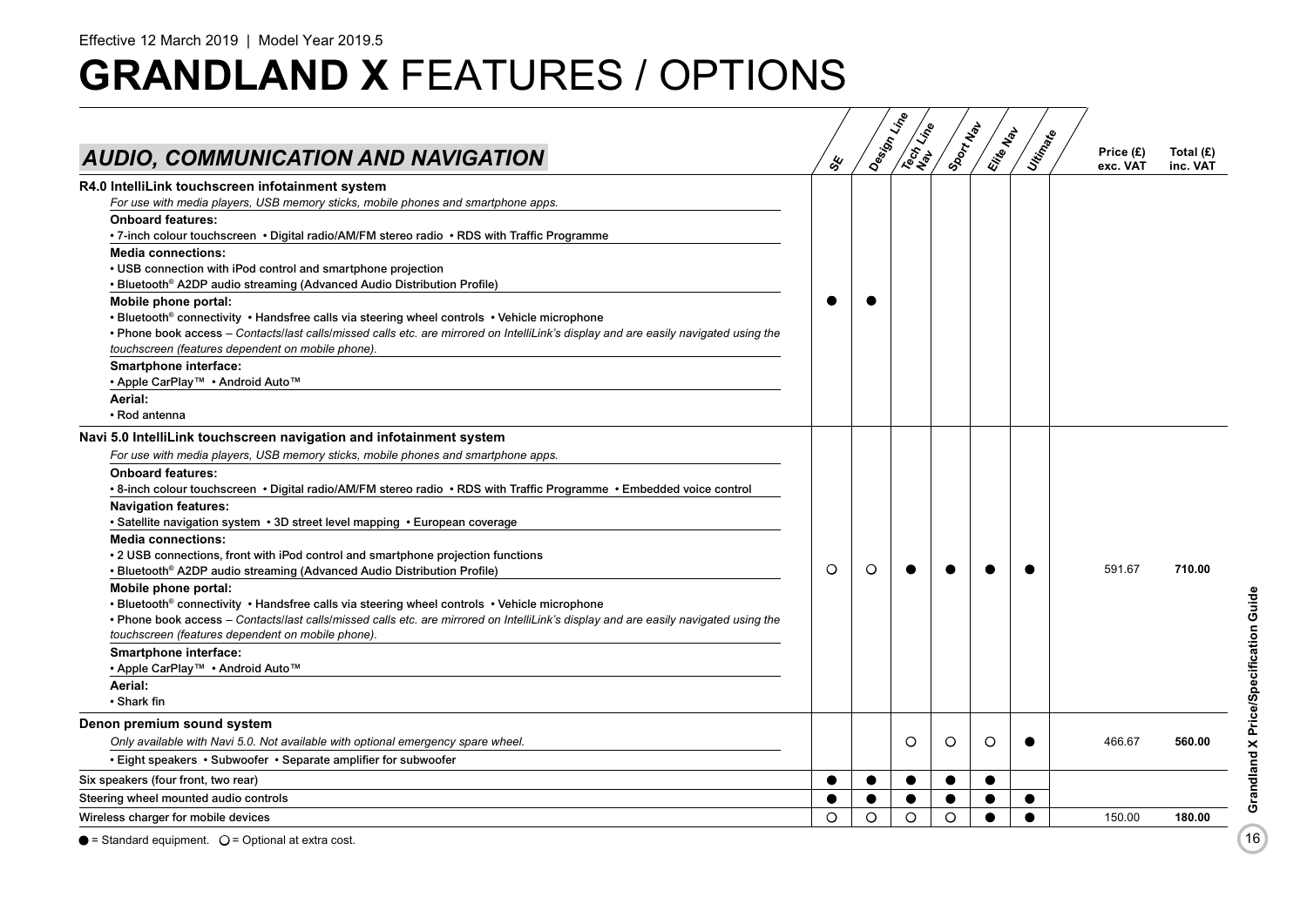Effective 12 March 2019 | Model Year 2019.5

# **GRANDLAND X** FEATURES / OPTIONS

| *AUDIO, COMMUNICATION AND NAVIGATION* | SE | Design Line | Tech Line Nav | Sport Nav | Elite Nav | Ultimate | Price (£) exc. VAT | Total (£) inc. VAT |
|---|---|---|---|---|---|---|---|---|
| **R4.0 IntelliLink touchscreen infotainment system**<br>*For use with media players, USB memory sticks, mobile phones and smartphone apps.*<br>**Onboard features:**<br>• 7-inch colour touchscreen • Digital radio/AM/FM stereo radio • RDS with Traffic Programme<br>**Media connections:**<br>• USB connection with iPod control and smartphone projection<br>• Bluetooth® A2DP audio streaming (Advanced Audio Distribution Profile)<br>**Mobile phone portal:**<br>• Bluetooth® connectivity • Handsfree calls via steering wheel controls • Vehicle microphone<br>• Phone book access – *Contacts/last calls/missed calls etc. are mirrored on IntelliLink's display and are easily navigated using the touchscreen (features dependent on mobile phone).*<br>**Smartphone interface:**<br>• Apple CarPlay™ • Android Auto™<br>**Aerial:**<br>• Rod antenna | ● | ● | | | | | | |
| **Navi 5.0 IntelliLink touchscreen navigation and infotainment system**<br>*For use with media players, USB memory sticks, mobile phones and smartphone apps.*<br>**Onboard features:**<br>• 8-inch colour touchscreen • Digital radio/AM/FM stereo radio • RDS with Traffic Programme • Embedded voice control<br>**Navigation features:**<br>• Satellite navigation system • 3D street level mapping • European coverage<br>**Media connections:**<br>• 2 USB connections, front with iPod control and smartphone projection functions<br>• Bluetooth® A2DP audio streaming (Advanced Audio Distribution Profile)<br>**Mobile phone portal:**<br>• Bluetooth® connectivity • Handsfree calls via steering wheel controls • Vehicle microphone<br>• Phone book access – *Contacts/last calls/missed calls etc. are mirrored on IntelliLink's display and are easily navigated using the touchscreen (features dependent on mobile phone).*<br>**Smartphone interface:**<br>• Apple CarPlay™ • Android Auto™<br>**Aerial:**<br>• Shark fin | ○ | ○ | ● | ● | ● | ● | 591.67 | **710.00** |
| **Denon premium sound system**<br>*Only available with Navi 5.0. Not available with optional emergency spare wheel.*<br>• Eight speakers • Subwoofer • Separate amplifier for subwoofer | | | ○ | ○ | ○ | ● | 466.67 | **560.00** |
| Six speakers (four front, two rear) | ● | ● | ● | ● | ● | | | |
| Steering wheel mounted audio controls | ● | ● | ● | ● | ● | ● | | |
| Wireless charger for mobile devices | ○ | ○ | ○ | ○ | ● | ● | 150.00 | **180.00** |

● = Standard equipment. ○ = Optional at extra cost.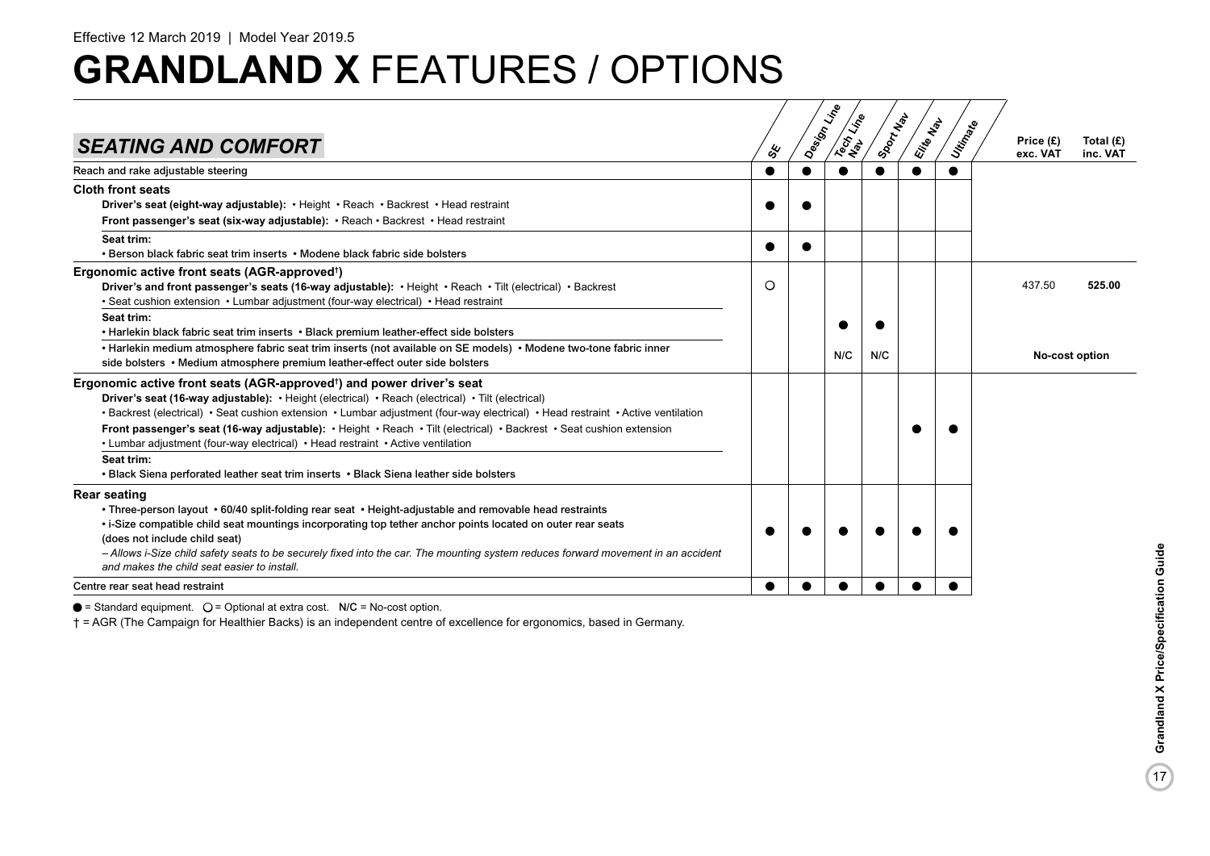Effective 12 March 2019 | Model Year 2019.5

# GRANDLAND X FEATURES / OPTIONS

| SEATING AND COMFORT | SE | Design Line | Tech Line Nav | Sport Nav | Elite Nav | Ultimate | Price (£) exc. VAT | Total (£) inc. VAT |
|---|---|---|---|---|---|---|---|---|
| Reach and rake adjustable steering | ● | ● | ● | ● | ● | ● | | |
| **Cloth front seats**<br>**Driver's seat (eight-way adjustable):** • Height • Reach • Backrest • Head restraint<br>**Front passenger's seat (six-way adjustable):** • Reach • Backrest • Head restraint | ● | ● | | | | | | |
| **Seat trim:**<br>• Berson black fabric seat trim inserts • Modene black fabric side bolsters | ● | ● | | | | | | |
| **Ergonomic active front seats (AGR-approved†)**<br>**Driver's and front passenger's seats (16-way adjustable):** • Height • Reach • Tilt (electrical) • Backrest<br>• Seat cushion extension • Lumbar adjustment (four-way electrical) • Head restraint | ○ | | | | | | 437.50 | **525.00** |
| **Seat trim:**<br>• Harlekin black fabric seat trim inserts • Black premium leather-effect side bolsters | | | ● | ● | | | | |
| • Harlekin medium atmosphere fabric seat trim inserts (not available on SE models) • Modene two-tone fabric inner side bolsters • Medium atmosphere premium leather-effect outer side bolsters | | | N/C | N/C | | | **No-cost option** | |
| **Ergonomic active front seats (AGR-approved†) and power driver's seat**<br>**Driver's seat (16-way adjustable):** • Height (electrical) • Reach (electrical) • Tilt (electrical)<br>• Backrest (electrical) • Seat cushion extension • Lumbar adjustment (four-way electrical) • Head restraint • Active ventilation<br>**Front passenger's seat (16-way adjustable):** • Height • Reach • Tilt (electrical) • Backrest • Seat cushion extension<br>• Lumbar adjustment (four-way electrical) • Head restraint • Active ventilation<br>**Seat trim:**<br>• Black Siena perforated leather seat trim inserts • Black Siena leather side bolsters | | | | | ● | ● | | |
| **Rear seating**<br>• Three-person layout • 60/40 split-folding rear seat • Height-adjustable and removable head restraints<br>• i-Size compatible child seat mountings incorporating top tether anchor points located on outer rear seats (does not include child seat)<br>*– Allows i-Size child safety seats to be securely fixed into the car. The mounting system reduces forward movement in an accident and makes the child seat easier to install.* | ● | ● | ● | ● | ● | ● | | |
| Centre rear seat head restraint | ● | ● | ● | ● | ● | ● | | |

● = Standard equipment. ○ = Optional at extra cost. N/C = No-cost option.

† = AGR (The Campaign for Healthier Backs) is an independent centre of excellence for ergonomics, based in Germany.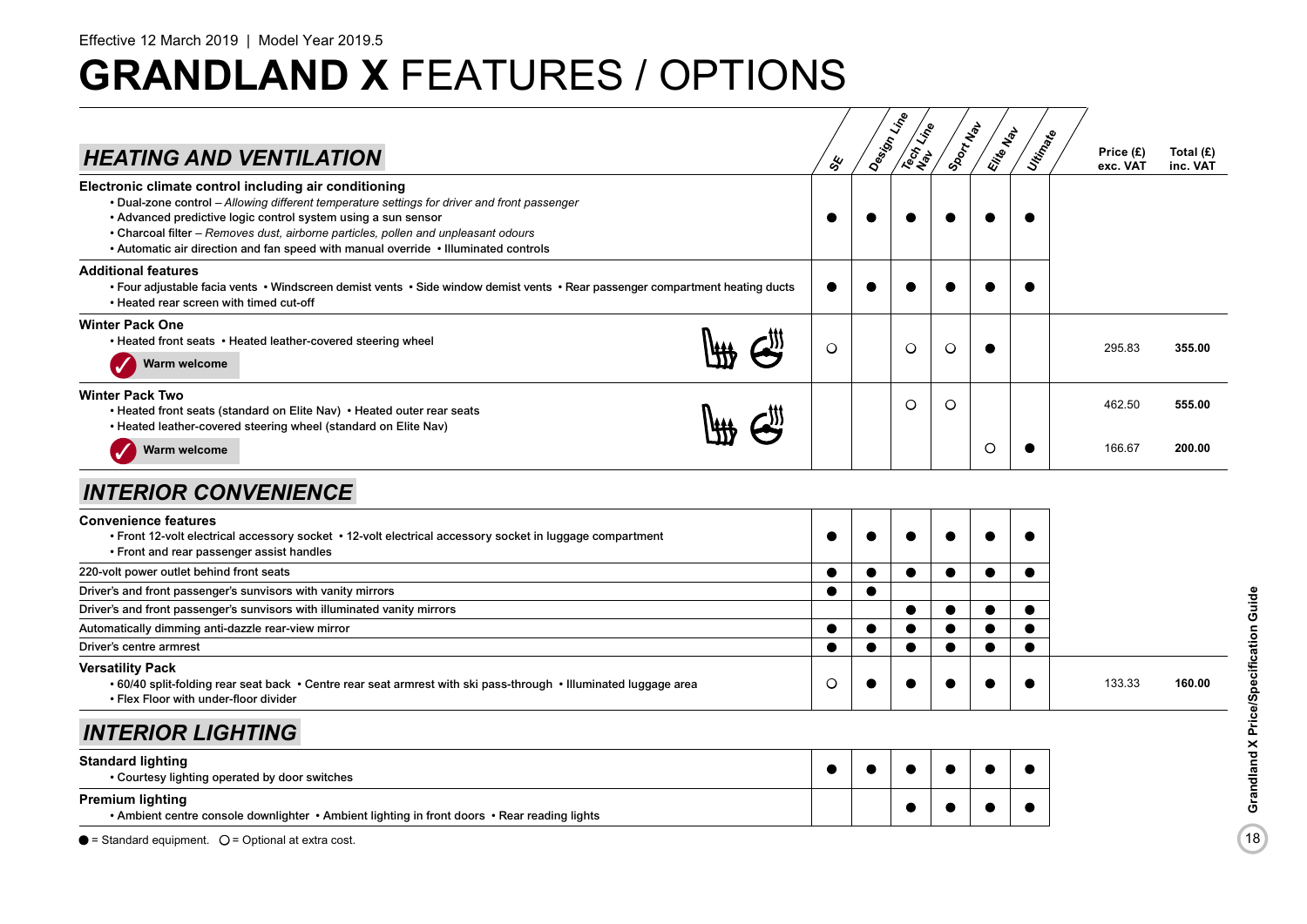Effective 12 March 2019 | Model Year 2019.5

# GRANDLAND X FEATURES / OPTIONS

## HEATING AND VENTILATION

| | SE | Design Line | Tech Line Nav | Sport Nav | Elite Nav | Ultimate | Price (£) exc. VAT | Total (£) inc. VAT |
|---|---|---|---|---|---|---|---|---|
| **Electronic climate control including air conditioning**<br>• Dual-zone control – *Allowing different temperature settings for driver and front passenger*<br>• Advanced predictive logic control system using a sun sensor<br>• Charcoal filter – *Removes dust, airborne particles, pollen and unpleasant odours*<br>• Automatic air direction and fan speed with manual override • Illuminated controls | ● | ● | ● | ● | ● | ● | | |
| **Additional features**<br>• Four adjustable facia vents • Windscreen demist vents • Side window demist vents • Rear passenger compartment heating ducts<br>• Heated rear screen with timed cut-off | ● | ● | ● | ● | ● | ● | | |
| **Winter Pack One**<br>• Heated front seats • Heated leather-covered steering wheel<br>Warm welcome | ○ | | ○ | ○ | ● | | 295.83 | **355.00** |
| **Winter Pack Two**<br>• Heated front seats (standard on Elite Nav) • Heated outer rear seats<br>• Heated leather-covered steering wheel (standard on Elite Nav) | | | ○ | ○ | | | 462.50 | **555.00** |
| Warm welcome | | | | | ○ | ● | 166.67 | **200.00** |

## INTERIOR CONVENIENCE

| | SE | Design Line | Tech Line Nav | Sport Nav | Elite Nav | Ultimate | Price (£) exc. VAT | Total (£) inc. VAT |
|---|---|---|---|---|---|---|---|---|
| **Convenience features**<br>• Front 12-volt electrical accessory socket • 12-volt electrical accessory socket in luggage compartment<br>• Front and rear passenger assist handles | ● | ● | ● | ● | ● | ● | | |
| 220-volt power outlet behind front seats | ● | ● | ● | ● | ● | ● | | |
| Driver's and front passenger's sunvisors with vanity mirrors | ● | ● | | | | | | |
| Driver's and front passenger's sunvisors with illuminated vanity mirrors | | | ● | ● | ● | ● | | |
| Automatically dimming anti-dazzle rear-view mirror | ● | ● | ● | ● | ● | ● | | |
| Driver's centre armrest | ● | ● | ● | ● | ● | ● | | |
| **Versatility Pack**<br>• 60/40 split-folding rear seat back • Centre rear seat armrest with ski pass-through • Illuminated luggage area<br>• Flex Floor with under-floor divider | ○ | ● | ● | ● | ● | ● | 133.33 | **160.00** |

## INTERIOR LIGHTING

| | SE | Design Line | Tech Line Nav | Sport Nav | Elite Nav | Ultimate |
|---|---|---|---|---|---|---|
| **Standard lighting**<br>• Courtesy lighting operated by door switches | ● | ● | ● | ● | ● | ● |
| **Premium lighting**<br>• Ambient centre console downlighter • Ambient lighting in front doors • Rear reading lights | | | ● | ● | ● | ● |

● = Standard equipment. ○ = Optional at extra cost.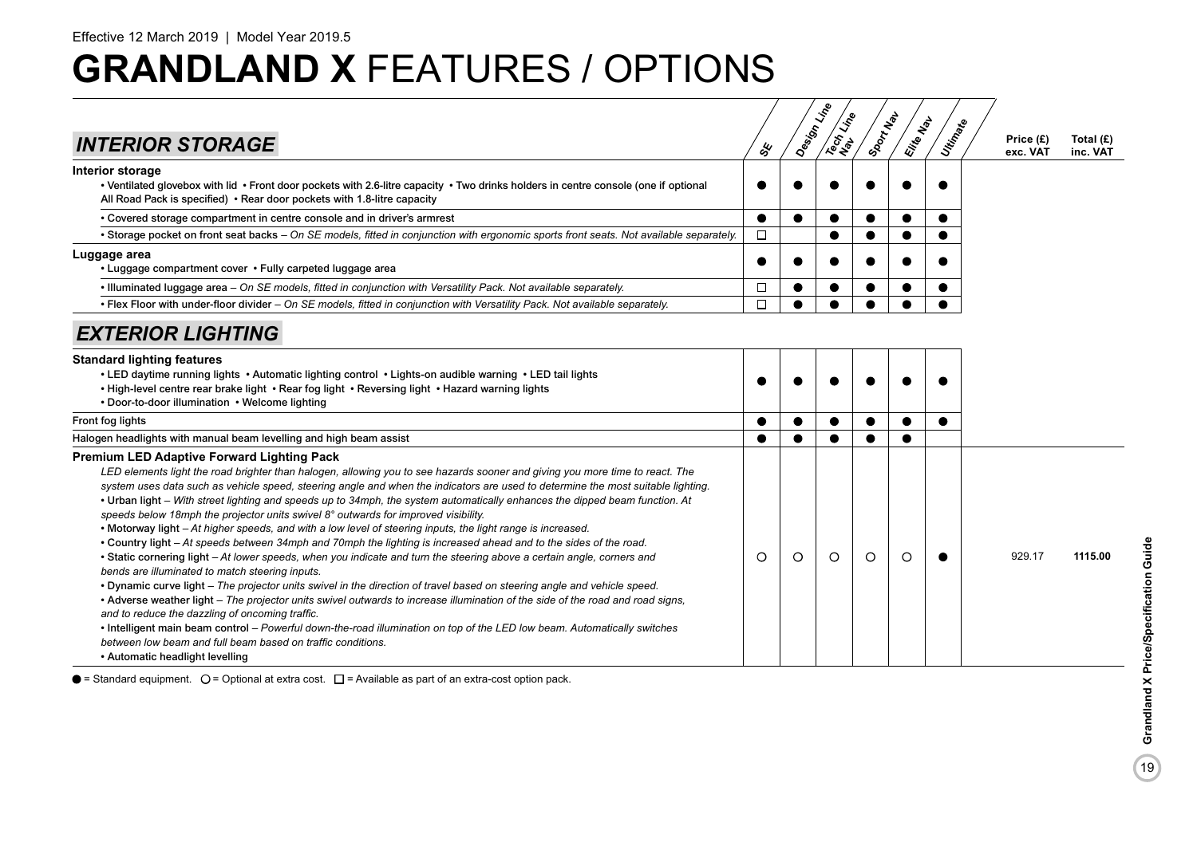Effective 12 March 2019 | Model Year 2019.5

# GRANDLAND X FEATURES / OPTIONS

## INTERIOR STORAGE

| | SE | Design Line | Tech Line Nav | Sport Nav | Elite Nav | Ultimate | Price (£) exc. VAT | Total (£) inc. VAT |
|---|---|---|---|---|---|---|---|---|
| **Interior storage** • Ventilated glovebox with lid • Front door pockets with 2.6-litre capacity • Two drinks holders in centre console (one if optional All Road Pack is specified) • Rear door pockets with 1.8-litre capacity | ● | ● | ● | ● | ● | ● | | |
| • Covered storage compartment in centre console and in driver's armrest | ● | ● | ● | ● | ● | ● | | |
| • Storage pocket on front seat backs – *On SE models, fitted in conjunction with ergonomic sports front seats. Not available separately.* | □ | | ● | ● | ● | ● | | |
| **Luggage area** • Luggage compartment cover • Fully carpeted luggage area | ● | ● | ● | ● | ● | ● | | |
| • Illuminated luggage area – *On SE models, fitted in conjunction with Versatility Pack. Not available separately.* | □ | ● | ● | ● | ● | ● | | |
| • Flex Floor with under-floor divider – *On SE models, fitted in conjunction with Versatility Pack. Not available separately.* | □ | ● | ● | ● | ● | ● | | |

## EXTERIOR LIGHTING

| | SE | Design Line | Tech Line Nav | Sport Nav | Elite Nav | Ultimate | Price (£) exc. VAT | Total (£) inc. VAT |
|---|---|---|---|---|---|---|---|---|
| **Standard lighting features** • LED daytime running lights • Automatic lighting control • Lights-on audible warning • LED tail lights • High-level centre rear brake light • Rear fog light • Reversing light • Hazard warning lights • Door-to-door illumination • Welcome lighting | ● | ● | ● | ● | ● | ● | | |
| Front fog lights | ● | ● | ● | ● | ● | ● | | |
| Halogen headlights with manual beam levelling and high beam assist | ● | ● | ● | ● | ● | | | |
| **Premium LED Adaptive Forward Lighting Pack** *LED elements light the road brighter than halogen, allowing you to see hazards sooner and giving you more time to react. The system uses data such as vehicle speed, steering angle and when the indicators are used to determine the most suitable lighting.* • Urban light – *With street lighting and speeds up to 34mph, the system automatically enhances the dipped beam function. At speeds below 18mph the projector units swivel 8° outwards for improved visibility.* • Motorway light – *At higher speeds, and with a low level of steering inputs, the light range is increased.* • Country light – *At speeds between 34mph and 70mph the lighting is increased ahead and to the sides of the road.* • Static cornering light – *At lower speeds, when you indicate and turn the steering above a certain angle, corners and bends are illuminated to match steering inputs.* • Dynamic curve light – *The projector units swivel in the direction of travel based on steering angle and vehicle speed.* • Adverse weather light – *The projector units swivel outwards to increase illumination of the side of the road and road signs, and to reduce the dazzling of oncoming traffic.* • Intelligent main beam control – *Powerful down-the-road illumination on top of the LED low beam. Automatically switches between low beam and full beam based on traffic conditions.* • Automatic headlight levelling | ○ | ○ | ○ | ○ | ○ | ● | 929.17 | **1115.00** |

● = Standard equipment. ○ = Optional at extra cost. □ = Available as part of an extra-cost option pack.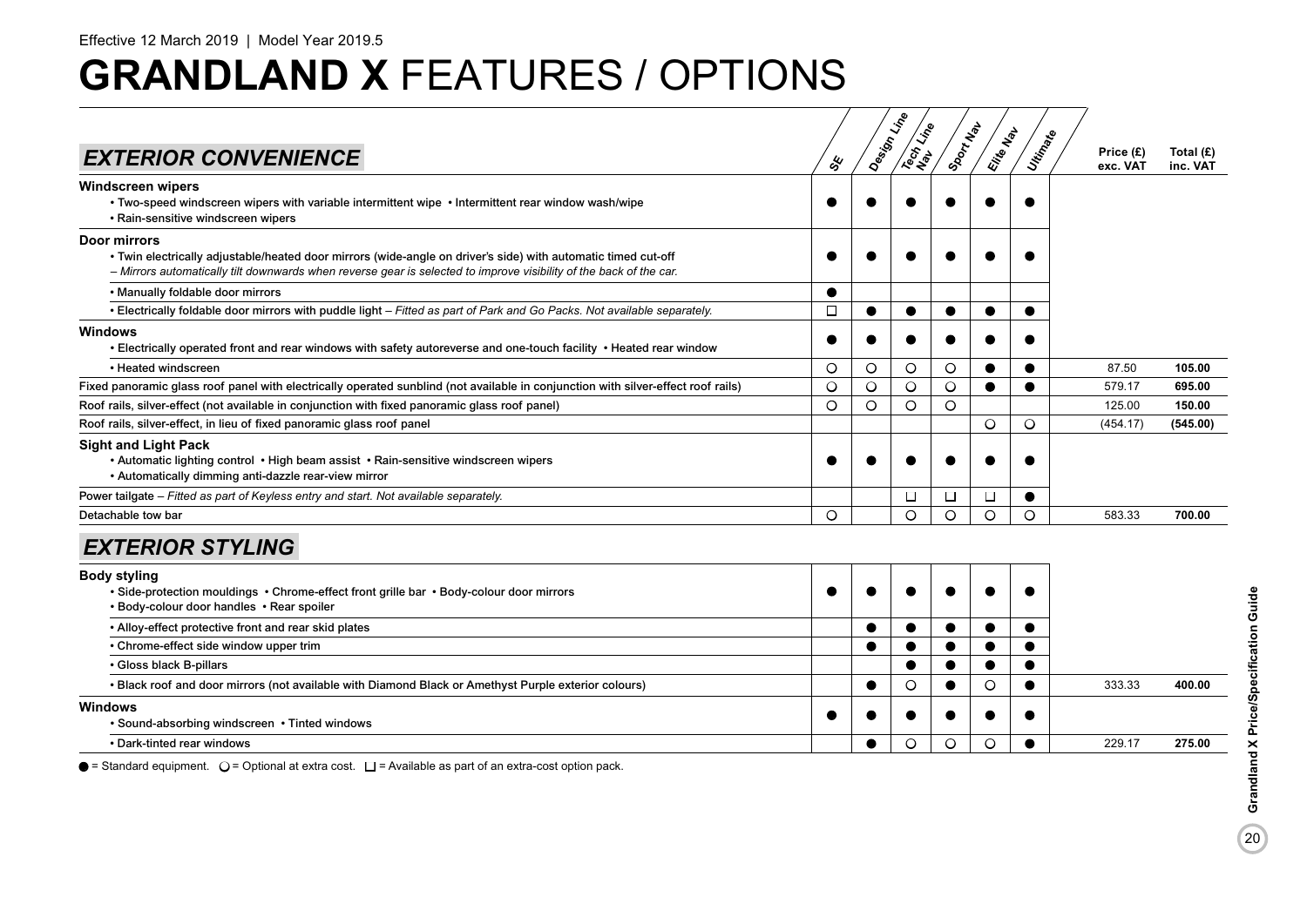Effective 12 March 2019 | Model Year 2019.5

# GRANDLAND X FEATURES / OPTIONS

## EXTERIOR CONVENIENCE

| EXTERIOR CONVENIENCE | SE | Design Line | Tech Line Nav | Sport Nav | Elite Nav | Ultimate | Price (£) exc. VAT | Total (£) inc. VAT |
|---|---|---|---|---|---|---|---|---|
| **Windscreen wipers**<br>• Two-speed windscreen wipers with variable intermittent wipe • Intermittent rear window wash/wipe<br>• Rain-sensitive windscreen wipers | ● | ● | ● | ● | ● | ● | | |
| **Door mirrors**<br>• Twin electrically adjustable/heated door mirrors (wide-angle on driver's side) with automatic timed cut-off<br>*– Mirrors automatically tilt downwards when reverse gear is selected to improve visibility of the back of the car.* | ● | ● | ● | ● | ● | ● | | |
| • Manually foldable door mirrors | ● | | | | | | | |
| • Electrically foldable door mirrors with puddle light *– Fitted as part of Park and Go Packs. Not available separately.* | □ | ● | ● | ● | ● | ● | | |
| **Windows**<br>• Electrically operated front and rear windows with safety autoreverse and one-touch facility • Heated rear window | ● | ● | ● | ● | ● | ● | | |
| • Heated windscreen | ○ | ○ | ○ | ○ | ● | ● | 87.50 | **105.00** |
| Fixed panoramic glass roof panel with electrically operated sunblind (not available in conjunction with silver-effect roof rails) | ○ | ○ | ○ | ○ | ● | ● | 579.17 | **695.00** |
| Roof rails, silver-effect (not available in conjunction with fixed panoramic glass roof panel) | ○ | ○ | ○ | ○ | | | 125.00 | **150.00** |
| Roof rails, silver-effect, in lieu of fixed panoramic glass roof panel | | | | | ○ | ○ | (454.17) | **(545.00)** |
| **Sight and Light Pack**<br>• Automatic lighting control • High beam assist • Rain-sensitive windscreen wipers<br>• Automatically dimming anti-dazzle rear-view mirror | ● | ● | ● | ● | ● | ● | | |
| Power tailgate *– Fitted as part of Keyless entry and start. Not available separately.* | | | □ | □ | □ | ● | | |
| Detachable tow bar | ○ | | ○ | ○ | ○ | ○ | 583.33 | **700.00** |

## EXTERIOR STYLING

| EXTERIOR STYLING | SE | Design Line | Tech Line Nav | Sport Nav | Elite Nav | Ultimate | Price (£) exc. VAT | Total (£) inc. VAT |
|---|---|---|---|---|---|---|---|---|
| **Body styling**<br>• Side-protection mouldings • Chrome-effect front grille bar • Body-colour door mirrors<br>• Body-colour door handles • Rear spoiler | ● | ● | ● | ● | ● | ● | | |
| • Alloy-effect protective front and rear skid plates | | ● | ● | ● | ● | ● | | |
| • Chrome-effect side window upper trim | | ● | ● | ● | ● | ● | | |
| • Gloss black B-pillars | | | ● | ● | ● | ● | | |
| • Black roof and door mirrors (not available with Diamond Black or Amethyst Purple exterior colours) | | ● | ○ | ● | ○ | ● | 333.33 | **400.00** |
| **Windows**<br>• Sound-absorbing windscreen • Tinted windows | ● | ● | ● | ● | ● | ● | | |
| • Dark-tinted rear windows | | ● | ○ | ○ | ○ | ● | 229.17 | **275.00** |

● = Standard equipment. ○ = Optional at extra cost. □ = Available as part of an extra-cost option pack.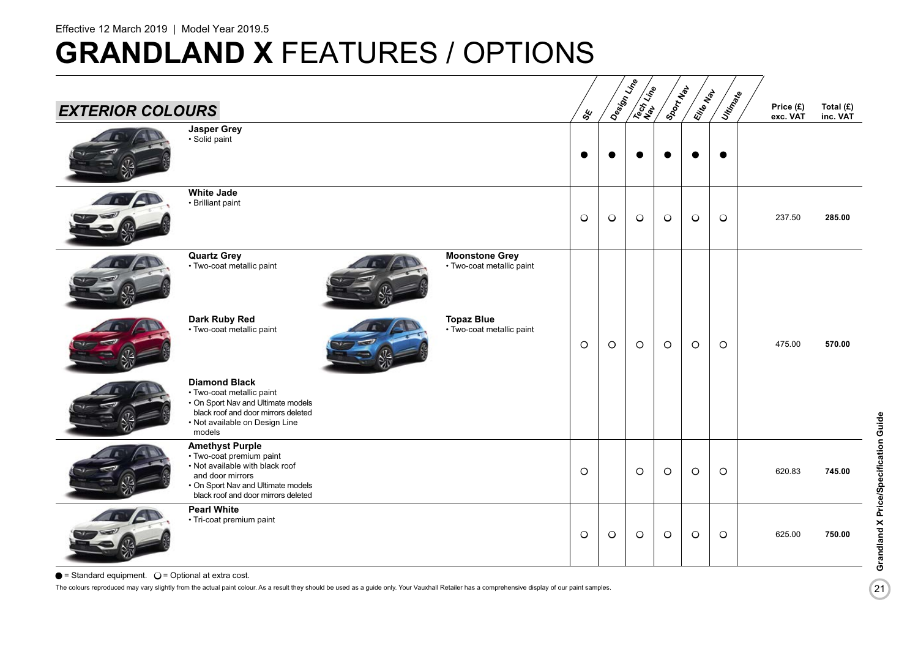Effective 12 March 2019 | Model Year 2019.5

# GRANDLAND X FEATURES / OPTIONS

## EXTERIOR COLOURS

| | SE | Design Line | Tech Line Nav | Sport Nav | Elite Nav | Ultimate | Price (£) exc. VAT | Total (£) inc. VAT |
|---|---|---|---|---|---|---|---|---|
| **Jasper Grey**<br>• Solid paint | ● | ● | ● | ● | ● | ● | | |
| **White Jade**<br>• Brilliant paint | ○ | ○ | ○ | ○ | ○ | ○ | 237.50 | **285.00** |
| **Quartz Grey**<br>• Two-coat metallic paint<br>**Moonstone Grey**<br>• Two-coat metallic paint<br>**Dark Ruby Red**<br>• Two-coat metallic paint<br>**Topaz Blue**<br>• Two-coat metallic paint<br>**Diamond Black**<br>• Two-coat metallic paint<br>• On Sport Nav and Ultimate models black roof and door mirrors deleted<br>• Not available on Design Line models | ○ | ○ | ○ | ○ | ○ | ○ | 475.00 | **570.00** |
| **Amethyst Purple**<br>• Two-coat premium paint<br>• Not available with black roof and door mirrors<br>• On Sport Nav and Ultimate models black roof and door mirrors deleted | ○ | | ○ | ○ | ○ | ○ | 620.83 | **745.00** |
| **Pearl White**<br>• Tri-coat premium paint | ○ | ○ | ○ | ○ | ○ | ○ | 625.00 | **750.00** |

● = Standard equipment. ○ = Optional at extra cost.

The colours reproduced may vary slightly from the actual paint colour. As a result they should be used as a guide only. Your Vauxhall Retailer has a comprehensive display of our paint samples.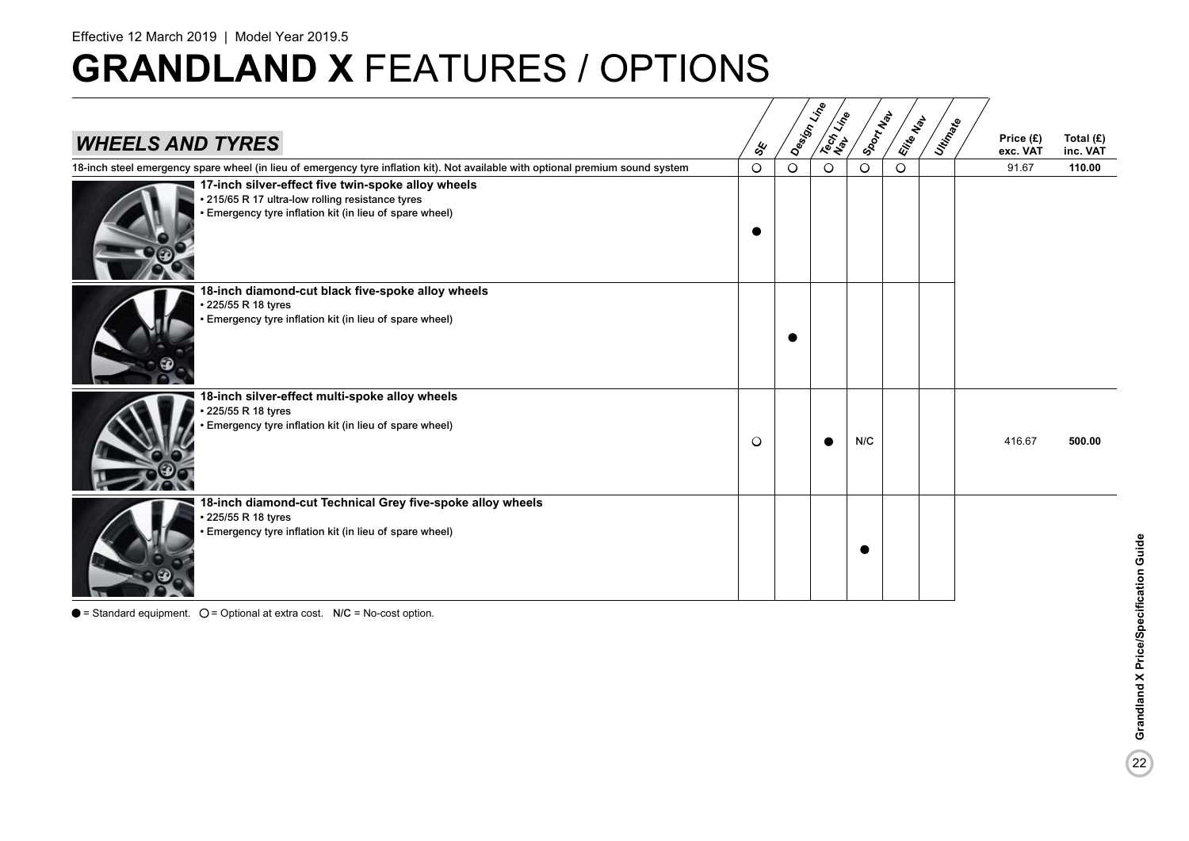Effective 12 March 2019 | Model Year 2019.5

# GRANDLAND X FEATURES / OPTIONS

| *WHEELS AND TYRES* | SE | Design Line | Tech Line Nav | Sport Nav | Elite Nav | Ultimate | Price (£) exc. VAT | Total (£) inc. VAT |
|---|---|---|---|---|---|---|---|---|
| 18-inch steel emergency spare wheel (in lieu of emergency tyre inflation kit). Not available with optional premium sound system | ○ | ○ | ○ | ○ | ○ | | 91.67 | **110.00** |
| **17-inch silver-effect five twin-spoke alloy wheels**<br>• 215/65 R 17 ultra-low rolling resistance tyres<br>• Emergency tyre inflation kit (in lieu of spare wheel) | ● | | | | | | | |
| **18-inch diamond-cut black five-spoke alloy wheels**<br>• 225/55 R 18 tyres<br>• Emergency tyre inflation kit (in lieu of spare wheel) | | ● | | | | | | |
| **18-inch silver-effect multi-spoke alloy wheels**<br>• 225/55 R 18 tyres<br>• Emergency tyre inflation kit (in lieu of spare wheel) | ○ | | ● | N/C | | | 416.67 | **500.00** |
| **18-inch diamond-cut Technical Grey five-spoke alloy wheels**<br>• 225/55 R 18 tyres<br>• Emergency tyre inflation kit (in lieu of spare wheel) | | | | ● | | | | |

● = Standard equipment. ○ = Optional at extra cost. N/C = No-cost option.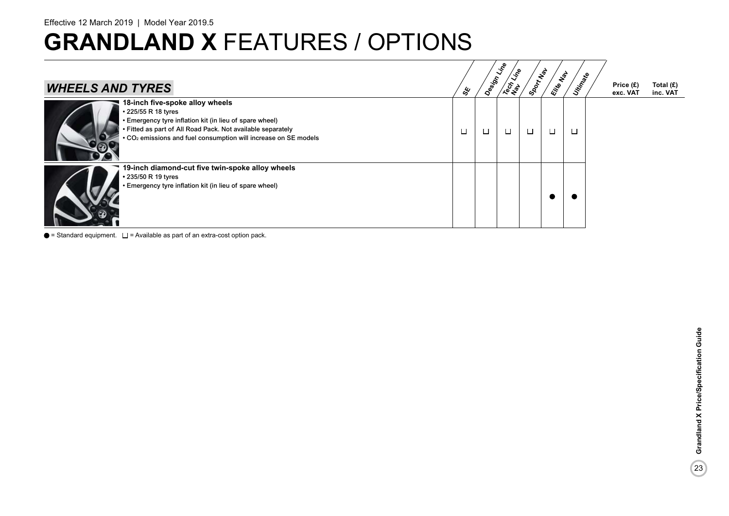Effective 12 March 2019 | Model Year 2019.5

# GRANDLAND X FEATURES / OPTIONS

## WHEELS AND TYRES

| | SE | Design Line | Tech Line Nav | Sport Nav | Elite Nav | Ultimate | Price (£) exc. VAT | Total (£) inc. VAT |
|---|---|---|---|---|---|---|---|---|
| **18-inch five-spoke alloy wheels**<br>• 225/55 R 18 tyres<br>• Emergency tyre inflation kit (in lieu of spare wheel)<br>• Fitted as part of All Road Pack. Not available separately<br>• $CO_2$ emissions and fuel consumption will increase on SE models | ☐ | ☐ | ☐ | ☐ | ☐ | ☐ | | |
| **19-inch diamond-cut five twin-spoke alloy wheels**<br>• 235/50 R 19 tyres<br>• Emergency tyre inflation kit (in lieu of spare wheel) | | | | | ● | ● | | |

● = Standard equipment. ☐ = Available as part of an extra-cost option pack.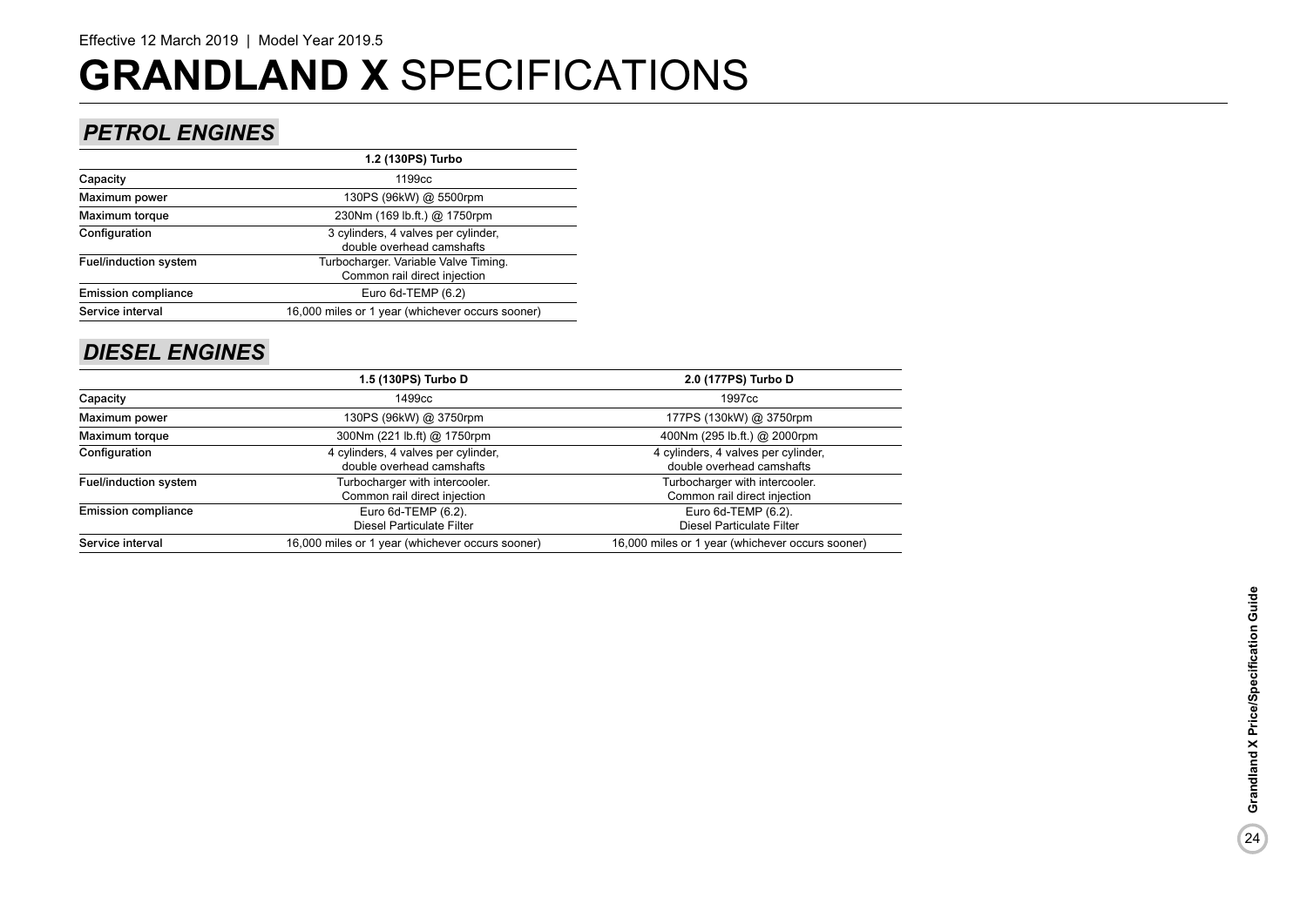Effective 12 March 2019 | Model Year 2019.5

# GRANDLAND X SPECIFICATIONS

## PETROL ENGINES

| | 1.2 (130PS) Turbo |
|---|---|
| Capacity | 1199cc |
| Maximum power | 130PS (96kW) @ 5500rpm |
| Maximum torque | 230Nm (169 lb.ft.) @ 1750rpm |
| Configuration | 3 cylinders, 4 valves per cylinder, double overhead camshafts |
| Fuel/induction system | Turbocharger. Variable Valve Timing. Common rail direct injection |
| Emission compliance | Euro 6d-TEMP (6.2) |
| Service interval | 16,000 miles or 1 year (whichever occurs sooner) |

## DIESEL ENGINES

| | 1.5 (130PS) Turbo D | 2.0 (177PS) Turbo D |
|---|---|---|
| Capacity | 1499cc | 1997cc |
| Maximum power | 130PS (96kW) @ 3750rpm | 177PS (130kW) @ 3750rpm |
| Maximum torque | 300Nm (221 lb.ft) @ 1750rpm | 400Nm (295 lb.ft.) @ 2000rpm |
| Configuration | 4 cylinders, 4 valves per cylinder, double overhead camshafts | 4 cylinders, 4 valves per cylinder, double overhead camshafts |
| Fuel/induction system | Turbocharger with intercooler. Common rail direct injection | Turbocharger with intercooler. Common rail direct injection |
| Emission compliance | Euro 6d-TEMP (6.2). Diesel Particulate Filter | Euro 6d-TEMP (6.2). Diesel Particulate Filter |
| Service interval | 16,000 miles or 1 year (whichever occurs sooner) | 16,000 miles or 1 year (whichever occurs sooner) |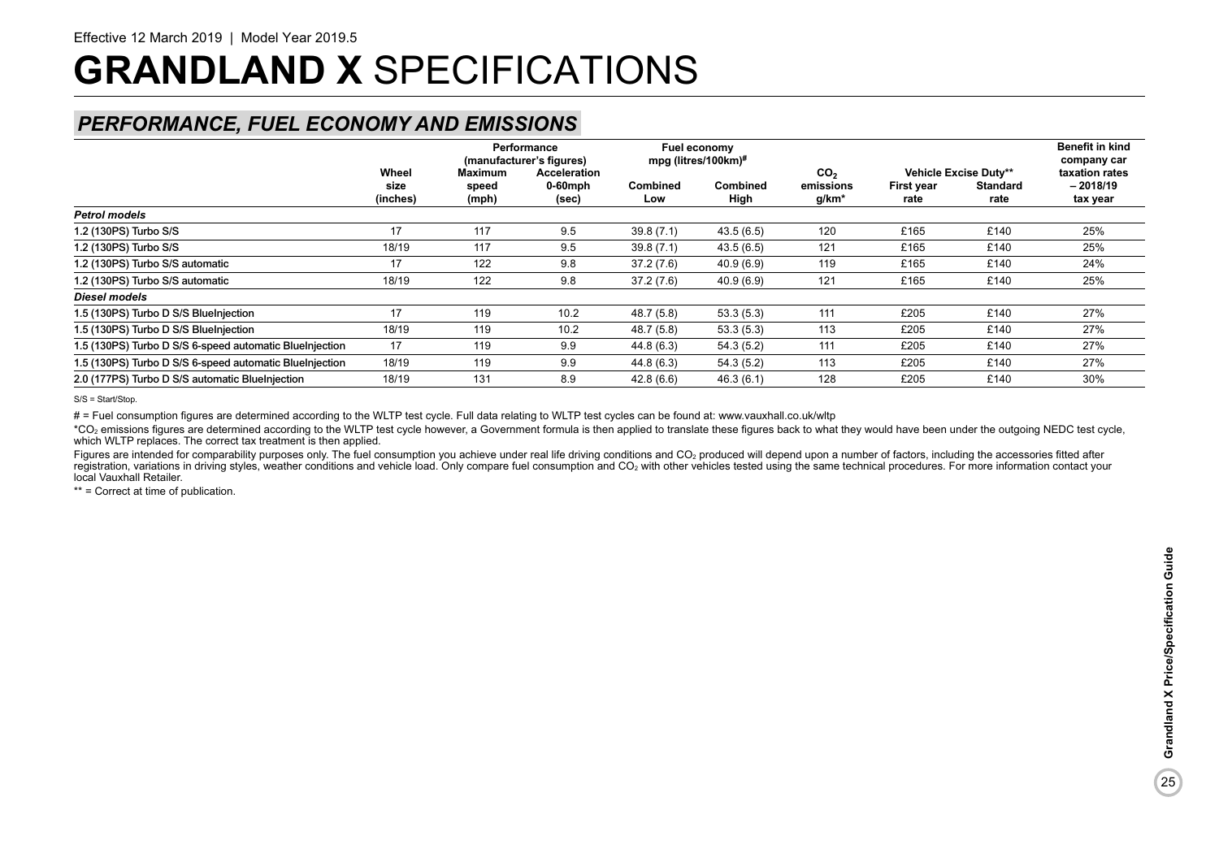Effective 12 March 2019 | Model Year 2019.5

# GRANDLAND X SPECIFICATIONS

## PERFORMANCE, FUEL ECONOMY AND EMISSIONS

| | Wheel size (inches) | Performance (manufacturer's figures) Maximum speed (mph) | Acceleration 0-60mph (sec) | Fuel economy mpg (litres/100km)# Combined Low | Combined High | $CO_2$ emissions g/km* | Vehicle Excise Duty** First year rate | Standard rate | Benefit in kind company car taxation rates – 2018/19 tax year |
|---|---|---|---|---|---|---|---|---|---|
| ***Petrol models*** | | | | | | | | | |
| 1.2 (130PS) Turbo S/S | 17 | 117 | 9.5 | 39.8 (7.1) | 43.5 (6.5) | 120 | £165 | £140 | 25% |
| 1.2 (130PS) Turbo S/S | 18/19 | 117 | 9.5 | 39.8 (7.1) | 43.5 (6.5) | 121 | £165 | £140 | 25% |
| 1.2 (130PS) Turbo S/S automatic | 17 | 122 | 9.8 | 37.2 (7.6) | 40.9 (6.9) | 119 | £165 | £140 | 24% |
| 1.2 (130PS) Turbo S/S automatic | 18/19 | 122 | 9.8 | 37.2 (7.6) | 40.9 (6.9) | 121 | £165 | £140 | 25% |
| ***Diesel models*** | | | | | | | | | |
| 1.5 (130PS) Turbo D S/S BlueInjection | 17 | 119 | 10.2 | 48.7 (5.8) | 53.3 (5.3) | 111 | £205 | £140 | 27% |
| 1.5 (130PS) Turbo D S/S BlueInjection | 18/19 | 119 | 10.2 | 48.7 (5.8) | 53.3 (5.3) | 113 | £205 | £140 | 27% |
| 1.5 (130PS) Turbo D S/S 6-speed automatic BlueInjection | 17 | 119 | 9.9 | 44.8 (6.3) | 54.3 (5.2) | 111 | £205 | £140 | 27% |
| 1.5 (130PS) Turbo D S/S 6-speed automatic BlueInjection | 18/19 | 119 | 9.9 | 44.8 (6.3) | 54.3 (5.2) | 113 | £205 | £140 | 27% |
| 2.0 (177PS) Turbo D S/S automatic BlueInjection | 18/19 | 131 | 8.9 | 42.8 (6.6) | 46.3 (6.1) | 128 | £205 | £140 | 30% |

S/S = Start/Stop.

# = Fuel consumption figures are determined according to the WLTP test cycle. Full data relating to WLTP test cycles can be found at: www.vauxhall.co.uk/wltp

*$CO_2$ emissions figures are determined according to the WLTP test cycle however, a Government formula is then applied to translate these figures back to what they would have been under the outgoing NEDC test cycle, which WLTP replaces. The correct tax treatment is then applied.

Figures are intended for comparability purposes only. The fuel consumption you achieve under real life driving conditions and $CO_2$ produced will depend upon a number of factors, including the accessories fitted after registration, variations in driving styles, weather conditions and vehicle load. Only compare fuel consumption and $CO_2$ with other vehicles tested using the same technical procedures. For more information contact your local Vauxhall Retailer.

** = Correct at time of publication.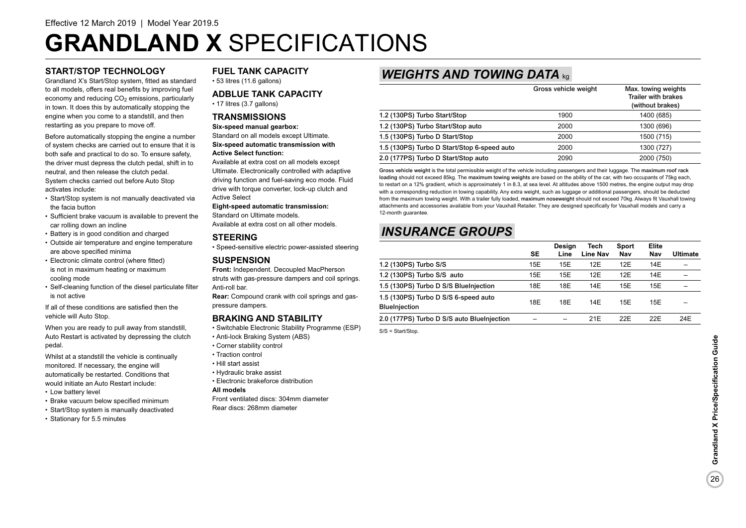Effective 12 March 2019 | Model Year 2019.5

# GRANDLAND X SPECIFICATIONS

### START/STOP TECHNOLOGY

Grandland X's Start/Stop system, fitted as standard to all models, offers real benefits by improving fuel economy and reducing $CO_2$ emissions, particularly in town. It does this by automatically stopping the engine when you come to a standstill, and then restarting as you prepare to move off.

Before automatically stopping the engine a number of system checks are carried out to ensure that it is both safe and practical to do so. To ensure safety, the driver must depress the clutch pedal, shift in to neutral, and then release the clutch pedal. System checks carried out before Auto Stop activates include:

- Start/Stop system is not manually deactivated via the facia button
- Sufficient brake vacuum is available to prevent the car rolling down an incline
- Battery is in good condition and charged
- Outside air temperature and engine temperature are above specified minima
- Electronic climate control (where fitted) is not in maximum heating or maximum cooling mode
- Self-cleaning function of the diesel particulate filter is not active

If all of these conditions are satisfied then the vehicle will Auto Stop.

When you are ready to pull away from standstill, Auto Restart is activated by depressing the clutch pedal.

Whilst at a standstill the vehicle is continually monitored. If necessary, the engine will automatically be restarted. Conditions that would initiate an Auto Restart include:

- Low battery level
- Brake vacuum below specified minimum
- Start/Stop system is manually deactivated
- Stationary for 5.5 minutes

### FUEL TANK CAPACITY

- 53 litres (11.6 gallons)

### ADBLUE TANK CAPACITY

- 17 litres (3.7 gallons)

### TRANSMISSIONS

**Six-speed manual gearbox:**
Standard on all models except Ultimate.

**Six-speed automatic transmission with Active Select function:**
Available at extra cost on all models except Ultimate. Electronically controlled with adaptive driving function and fuel-saving eco mode. Fluid drive with torque converter, lock-up clutch and Active Select

**Eight-speed automatic transmission:**
Standard on Ultimate models.
Available at extra cost on all other models.

### STEERING

- Speed-sensitive electric power-assisted steering

### SUSPENSION

**Front:** Independent. Decoupled MacPherson struts with gas-pressure dampers and coil springs. Anti-roll bar.

**Rear:** Compound crank with coil springs and gas-pressure dampers.

### BRAKING AND STABILITY

- Switchable Electronic Stability Programme (ESP)
- Anti-lock Braking System (ABS)
- Corner stability control
- Traction control
- Hill start assist
- Hydraulic brake assist
- Electronic brakeforce distribution

**All models**
Front ventilated discs: 304mm diameter
Rear discs: 268mm diameter

## *WEIGHTS AND TOWING DATA* kg

| | Gross vehicle weight | Max. towing weights Trailer with brakes (without brakes) |
|---|---|---|
| 1.2 (130PS) Turbo Start/Stop | 1900 | 1400 (685) |
| 1.2 (130PS) Turbo Start/Stop auto | 2000 | 1300 (696) |
| 1.5 (130PS) Turbo D Start/Stop | 2000 | 1500 (715) |
| 1.5 (130PS) Turbo D Start/Stop 6-speed auto | 2000 | 1300 (727) |
| 2.0 (177PS) Turbo D Start/Stop auto | 2090 | 2000 (750) |

**Gross vehicle weight** is the total permissible weight of the vehicle including passengers and their luggage. The **maximum roof rack loading** should not exceed 85kg. The **maximum towing weights** are based on the ability of the car, with two occupants of 75kg each, to restart on a 12% gradient, which is approximately 1 in 8.3, at sea level. At altitudes above 1500 metres, the engine output may drop with a corresponding reduction in towing capability. Any extra weight, such as luggage or additional passengers, should be deducted from the maximum towing weight. With a trailer fully loaded, **maximum noseweight** should not exceed 70kg. Always fit Vauxhall towing attachments and accessories available from your Vauxhall Retailer. They are designed specifically for Vauxhall models and carry a 12-month guarantee.

## *INSURANCE GROUPS*

| | SE | Design Line | Tech Line Nav | Sport Nav | Elite Nav | Ultimate |
|---|---|---|---|---|---|---|
| 1.2 (130PS) Turbo S/S | 15E | 15E | 12E | 12E | 14E | – |
| 1.2 (130PS) Turbo S/S auto | 15E | 15E | 12E | 12E | 14E | – |
| 1.5 (130PS) Turbo D S/S BlueInjection | 18E | 18E | 14E | 15E | 15E | – |
| 1.5 (130PS) Turbo D S/S 6-speed auto BlueInjection | 18E | 18E | 14E | 15E | 15E | – |
| 2.0 (177PS) Turbo D S/S auto BlueInjection | – | – | 21E | 22E | 22E | 24E |

S/S = Start/Stop.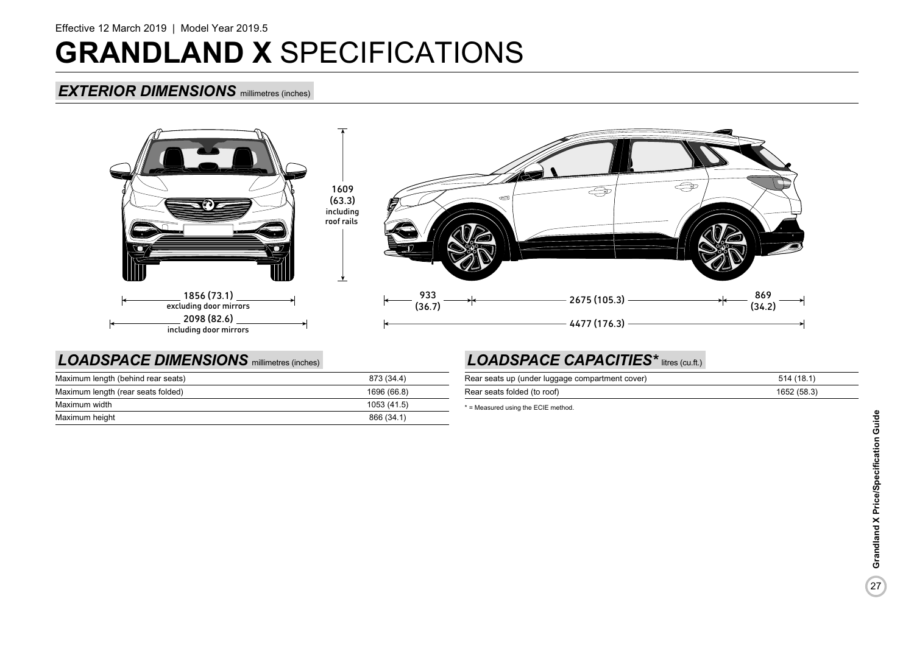Effective 12 March 2019 | Model Year 2019.5

# GRANDLAND X SPECIFICATIONS

## EXTERIOR DIMENSIONS millimetres (inches)

1609 (63.3) including roof rails

1856 (73.1) excluding door mirrors

2098 (82.6) including door mirrors

933 (36.7)

2675 (105.3)

869 (34.2)

4477 (176.3)

## LOADSPACE DIMENSIONS millimetres (inches)

| | |
|---|---|
| Maximum length (behind rear seats) | 873 (34.4) |
| Maximum length (rear seats folded) | 1696 (66.8) |
| Maximum width | 1053 (41.5) |
| Maximum height | 866 (34.1) |

## LOADSPACE CAPACITIES* litres (cu.ft.)

| | |
|---|---|
| Rear seats up (under luggage compartment cover) | 514 (18.1) |
| Rear seats folded (to roof) | 1652 (58.3) |

* = Measured using the ECIE method.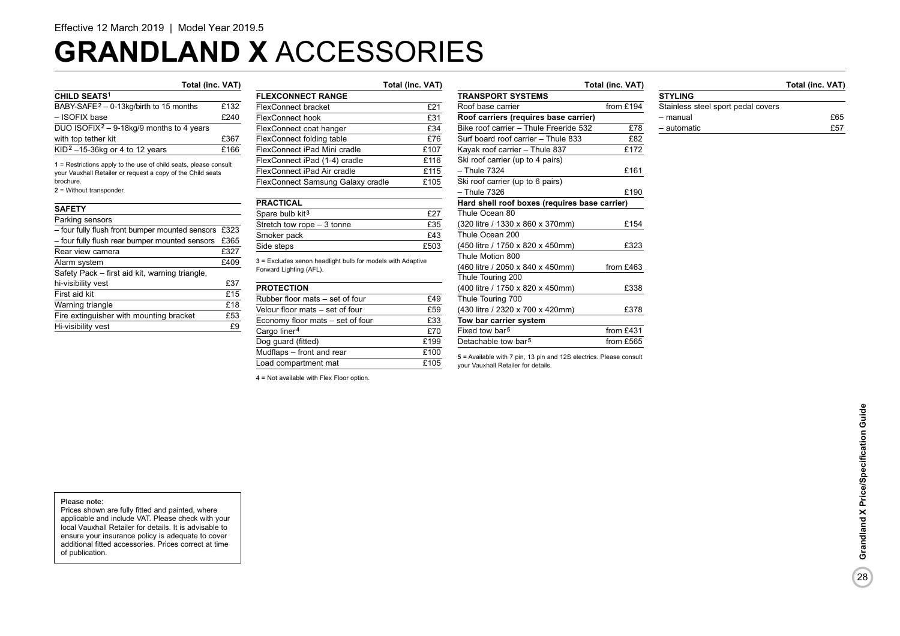Effective 12 March 2019 | Model Year 2019.5

# GRANDLAND X ACCESSORIES

| CHILD SEATS[1] | Total (inc. VAT) |
|---|---|
| BABY-SAFE[2] – 0-13kg/birth to 15 months | £132 |
| – ISOFIX base | £240 |
| DUO ISOFIX[2] – 9-18kg/9 months to 4 years | |
| with top tether kit | £367 |
| KID[2] –15-36kg or 4 to 12 years | £166 |

1 = Restrictions apply to the use of child seats, please consult your Vauxhall Retailer or request a copy of the Child seats brochure.

2 = Without transponder.

| SAFETY | Total (inc. VAT) |
|---|---|
| Parking sensors | |
| – four fully flush front bumper mounted sensors | £323 |
| – four fully flush rear bumper mounted sensors | £365 |
| Rear view camera | £327 |
| Alarm system | £409 |
| Safety Pack – first aid kit, warning triangle, | |
| hi-visibility vest | £37 |
| First aid kit | £15 |
| Warning triangle | £18 |
| Fire extinguisher with mounting bracket | £53 |
| Hi-visibility vest | £9 |

**Please note:**
Prices shown are fully fitted and painted, where applicable and include VAT. Please check with your local Vauxhall Retailer for details. It is advisable to ensure your insurance policy is adequate to cover additional fitted accessories. Prices correct at time of publication.

| FLEXCONNECT RANGE | Total (inc. VAT) |
|---|---|
| FlexConnect bracket | £21 |
| FlexConnect hook | £31 |
| FlexConnect coat hanger | £34 |
| FlexConnect folding table | £76 |
| FlexConnect iPad Mini cradle | £107 |
| FlexConnect iPad (1-4) cradle | £116 |
| FlexConnect iPad Air cradle | £115 |
| FlexConnect Samsung Galaxy cradle | £105 |

| PRACTICAL | Total (inc. VAT) |
|---|---|
| Spare bulb kit[3] | £27 |
| Stretch tow rope – 3 tonne | £35 |
| Smoker pack | £43 |
| Side steps | £503 |

3 = Excludes xenon headlight bulb for models with Adaptive Forward Lighting (AFL).

| PROTECTION | Total (inc. VAT) |
|---|---|
| Rubber floor mats – set of four | £49 |
| Velour floor mats – set of four | £59 |
| Economy floor mats – set of four | £33 |
| Cargo liner[4] | £70 |
| Dog guard (fitted) | £199 |
| Mudflaps – front and rear | £100 |
| Load compartment mat | £105 |

4 = Not available with Flex Floor option.

| TRANSPORT SYSTEMS | Total (inc. VAT) |
|---|---|
| Roof base carrier | from £194 |
| **Roof carriers (requires base carrier)** | |
| Bike roof carrier – Thule Freeride 532 | £78 |
| Surf board roof carrier – Thule 833 | £82 |
| Kayak roof carrier – Thule 837 | £172 |
| Ski roof carrier (up to 4 pairs) | |
| – Thule 7324 | £161 |
| Ski roof carrier (up to 6 pairs) | |
| – Thule 7326 | £190 |
| **Hard shell roof boxes (requires base carrier)** | |
| Thule Ocean 80 | |
| (320 litre / 1330 x 860 x 370mm) | £154 |
| Thule Ocean 200 | |
| (450 litre / 1750 x 820 x 450mm) | £323 |
| Thule Motion 800 | |
| (460 litre / 2050 x 840 x 450mm) | from £463 |
| Thule Touring 200 | |
| (400 litre / 1750 x 820 x 450mm) | £338 |
| Thule Touring 700 | |
| (430 litre / 2320 x 700 x 420mm) | £378 |
| **Tow bar carrier system** | |
| Fixed tow bar[5] | from £431 |
| Detachable tow bar[5] | from £565 |

5 = Available with 7 pin, 13 pin and 12S electrics. Please consult your Vauxhall Retailer for details.

| STYLING | Total (inc. VAT) |
|---|---|
| Stainless steel sport pedal covers | |
| – manual | £65 |
| – automatic | £57 |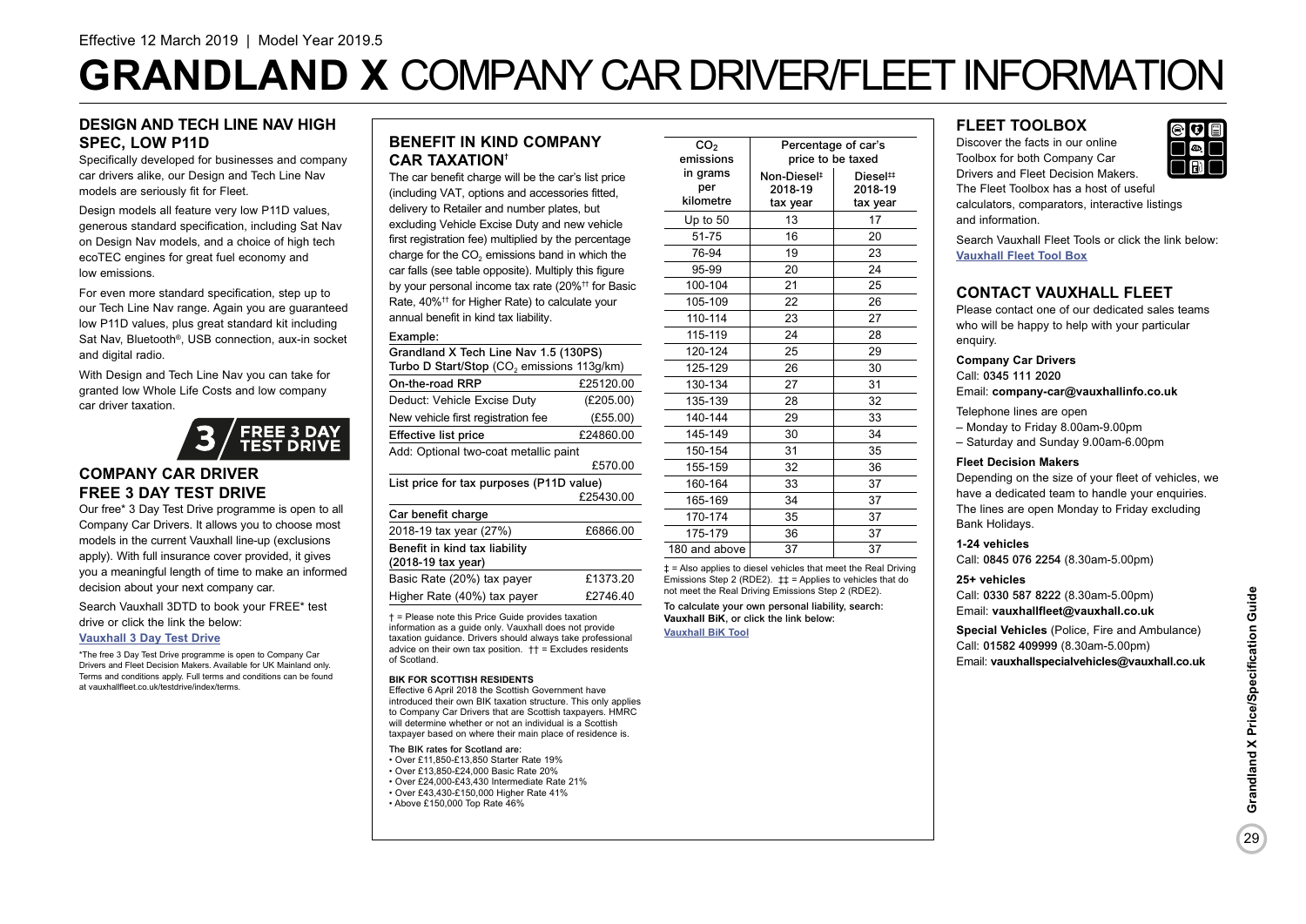Effective 12 March 2019 | Model Year 2019.5

# GRANDLAND X COMPANY CAR DRIVER/FLEET INFORMATION

## DESIGN AND TECH LINE NAV HIGH SPEC, LOW P11D

Specifically developed for businesses and company car drivers alike, our Design and Tech Line Nav models are seriously fit for Fleet.

Design models all feature very low P11D values, generous standard specification, including Sat Nav on Design Nav models, and a choice of high tech ecoTEC engines for great fuel economy and low emissions.

For even more standard specification, step up to our Tech Line Nav range. Again you are guaranteed low P11D values, plus great standard kit including Sat Nav, Bluetooth®, USB connection, aux-in socket and digital radio.

With Design and Tech Line Nav you can take for granted low Whole Life Costs and low company car driver taxation.

**3 / FREE 3 DAY TEST DRIVE**

## COMPANY CAR DRIVER FREE 3 DAY TEST DRIVE

Our free* 3 Day Test Drive programme is open to all Company Car Drivers. It allows you to choose most models in the current Vauxhall line-up (exclusions apply). With full insurance cover provided, it gives you a meaningful length of time to make an informed decision about your next company car.

Search Vauxhall 3DTD to book your FREE* test drive or click the link the below:

**Vauxhall 3 Day Test Drive**

*The free 3 Day Test Drive programme is open to Company Car Drivers and Fleet Decision Makers. Available for UK Mainland only. Terms and conditions apply. Full terms and conditions can be found at vauxhallfleet.co.uk/testdrive/index/terms.

## BENEFIT IN KIND COMPANY CAR TAXATION†

The car benefit charge will be the car's list price (including VAT, options and accessories fitted, delivery to Retailer and number plates, but excluding Vehicle Excise Duty and new vehicle first registration fee) multiplied by the percentage charge for the $CO_2$ emissions band in which the car falls (see table opposite). Multiply this figure by your personal income tax rate (20%†† for Basic Rate, 40%†† for Higher Rate) to calculate your annual benefit in kind tax liability.

**Example:**

**Grandland X Tech Line Nav 1.5 (130PS) Turbo D Start/Stop ($CO_2$ emissions 113g/km)**

| | |
|---|---|
| On-the-road RRP | £25120.00 |
| Deduct: Vehicle Excise Duty | (£205.00) |
| New vehicle first registration fee | (£55.00) |
| Effective list price | £24860.00 |
| Add: Optional two-coat metallic paint | £570.00 |
| List price for tax purposes (P11D value) | £25430.00 |
| **Car benefit charge** | |
| 2018-19 tax year (27%) | £6866.00 |
| **Benefit in kind tax liability (2018-19 tax year)** | |
| Basic Rate (20%) tax payer | £1373.20 |
| Higher Rate (40%) tax payer | £2746.40 |

† = Please note this Price Guide provides taxation information as a guide only. Vauxhall does not provide taxation guidance. Drivers should always take professional advice on their own tax position. †† = Excludes residents of Scotland.

**BIK FOR SCOTTISH RESIDENTS**

Effective 6 April 2018 the Scottish Government have introduced their own BIK taxation structure. This only applies to Company Car Drivers that are Scottish taxpayers. HMRC will determine whether or not an individual is a Scottish taxpayer based on where their main place of residence is.

The BIK rates for Scotland are:

- Over £11,850-£13,850 Starter Rate 19%
- Over £13,850-£24,000 Basic Rate 20%
- Over £24,000-£43,430 Intermediate Rate 21%
- Over £43,430-£150,000 Higher Rate 41%
- Above £150,000 Top Rate 46%

| $CO_2$ emissions in grams per kilometre | Percentage of car's price to be taxed | |
|---|---|---|
| | Non-Diesel‡ 2018-19 tax year | Diesel‡‡ 2018-19 tax year |
| Up to 50 | 13 | 17 |
| 51-75 | 16 | 20 |
| 76-94 | 19 | 23 |
| 95-99 | 20 | 24 |
| 100-104 | 21 | 25 |
| 105-109 | 22 | 26 |
| 110-114 | 23 | 27 |
| 115-119 | 24 | 28 |
| 120-124 | 25 | 29 |
| 125-129 | 26 | 30 |
| 130-134 | 27 | 31 |
| 135-139 | 28 | 32 |
| 140-144 | 29 | 33 |
| 145-149 | 30 | 34 |
| 150-154 | 31 | 35 |
| 155-159 | 32 | 36 |
| 160-164 | 33 | 37 |
| 165-169 | 34 | 37 |
| 170-174 | 35 | 37 |
| 175-179 | 36 | 37 |
| 180 and above | 37 | 37 |

‡ = Also applies to diesel vehicles that meet the Real Driving Emissions Step 2 (RDE2). ‡‡ = Applies to vehicles that do not meet the Real Driving Emissions Step 2 (RDE2).

**To calculate your own personal liability, search: Vauxhall BiK, or click the link below:**

**Vauxhall BiK Tool**

## FLEET TOOLBOX

Discover the facts in our online Toolbox for both Company Car Drivers and Fleet Decision Makers. The Fleet Toolbox has a host of useful calculators, comparators, interactive listings and information.

Search Vauxhall Fleet Tools or click the link below:

**Vauxhall Fleet Tool Box**

## CONTACT VAUXHALL FLEET

Please contact one of our dedicated sales teams who will be happy to help with your particular enquiry.

**Company Car Drivers**

Call: **0345 111 2020**

Email: **company-car@vauxhallinfo.co.uk**

Telephone lines are open

– Monday to Friday 8.00am-9.00pm

– Saturday and Sunday 9.00am-6.00pm

**Fleet Decision Makers**

Depending on the size of your fleet of vehicles, we have a dedicated team to handle your enquiries. The lines are open Monday to Friday excluding Bank Holidays.

**1-24 vehicles**

Call: **0845 076 2254** (8.30am-5.00pm)

**25+ vehicles**

Call: **0330 587 8222** (8.30am-5.00pm)

Email: **vauxhallfleet@vauxhall.co.uk**

**Special Vehicles** (Police, Fire and Ambulance)

Call: **01582 409999** (8.30am-5.00pm)

Email: **vauxhallspecialvehicles@vauxhall.co.uk**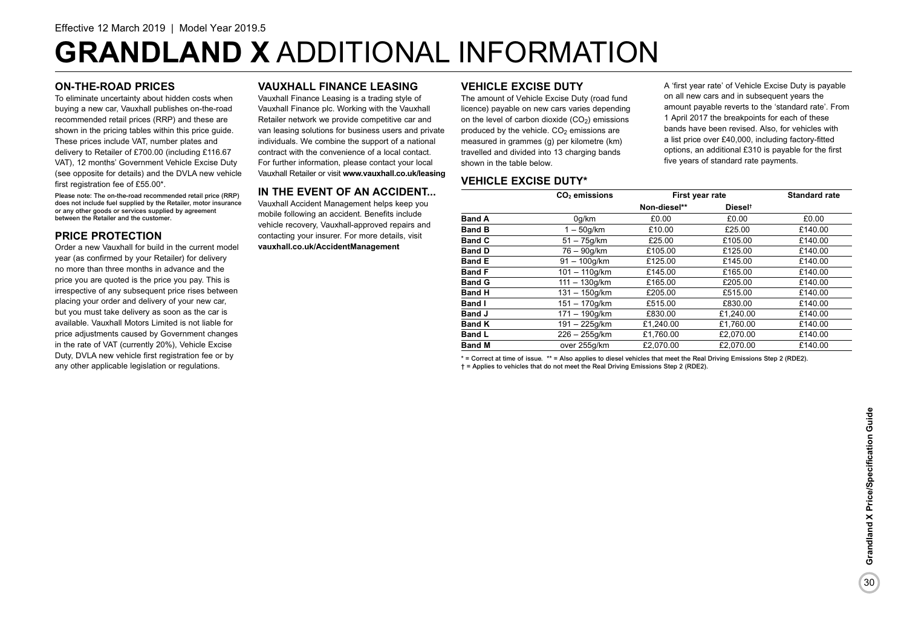Effective 12 March 2019 | Model Year 2019.5

# GRANDLAND X ADDITIONAL INFORMATION

## ON-THE-ROAD PRICES

To eliminate uncertainty about hidden costs when buying a new car, Vauxhall publishes on-the-road recommended retail prices (RRP) and these are shown in the pricing tables within this price guide. These prices include VAT, number plates and delivery to Retailer of £700.00 (including £116.67 VAT), 12 months' Government Vehicle Excise Duty (see opposite for details) and the DVLA new vehicle first registration fee of £55.00*.

**Please note: The on-the-road recommended retail price (RRP) does not include fuel supplied by the Retailer, motor insurance or any other goods or services supplied by agreement between the Retailer and the customer.**

## PRICE PROTECTION

Order a new Vauxhall for build in the current model year (as confirmed by your Retailer) for delivery no more than three months in advance and the price you are quoted is the price you pay. This is irrespective of any subsequent price rises between placing your order and delivery of your new car, but you must take delivery as soon as the car is available. Vauxhall Motors Limited is not liable for price adjustments caused by Government changes in the rate of VAT (currently 20%), Vehicle Excise Duty, DVLA new vehicle first registration fee or by any other applicable legislation or regulations.

## VAUXHALL FINANCE LEASING

Vauxhall Finance Leasing is a trading style of Vauxhall Finance plc. Working with the Vauxhall Retailer network we provide competitive car and van leasing solutions for business users and private individuals. We combine the support of a national contract with the convenience of a local contact. For further information, please contact your local Vauxhall Retailer or visit **www.vauxhall.co.uk/leasing**

## IN THE EVENT OF AN ACCIDENT...

Vauxhall Accident Management helps keep you mobile following an accident. Benefits include vehicle recovery, Vauxhall-approved repairs and contacting your insurer. For more details, visit **vauxhall.co.uk/AccidentManagement**

## VEHICLE EXCISE DUTY

The amount of Vehicle Excise Duty (road fund licence) payable on new cars varies depending on the level of carbon dioxide ($CO_2$) emissions produced by the vehicle. $CO_2$ emissions are measured in grammes (g) per kilometre (km) travelled and divided into 13 charging bands shown in the table below.

A 'first year rate' of Vehicle Excise Duty is payable on all new cars and in subsequent years the amount payable reverts to the 'standard rate'. From 1 April 2017 the breakpoints for each of these bands have been revised. Also, for vehicles with a list price over £40,000, including factory-fitted options, an additional £310 is payable for the first five years of standard rate payments.

## VEHICLE EXCISE DUTY*

| | $CO_2$ emissions | First year rate | | Standard rate |
|---|---|---|---|---|
| | | Non-diesel** | Diesel† | |
| **Band A** | 0g/km | £0.00 | £0.00 | £0.00 |
| **Band B** | 1 – 50g/km | £10.00 | £25.00 | £140.00 |
| **Band C** | 51 – 75g/km | £25.00 | £105.00 | £140.00 |
| **Band D** | 76 – 90g/km | £105.00 | £125.00 | £140.00 |
| **Band E** | 91 – 100g/km | £125.00 | £145.00 | £140.00 |
| **Band F** | 101 – 110g/km | £145.00 | £165.00 | £140.00 |
| **Band G** | 111 – 130g/km | £165.00 | £205.00 | £140.00 |
| **Band H** | 131 – 150g/km | £205.00 | £515.00 | £140.00 |
| **Band I** | 151 – 170g/km | £515.00 | £830.00 | £140.00 |
| **Band J** | 171 – 190g/km | £830.00 | £1,240.00 | £140.00 |
| **Band K** | 191 – 225g/km | £1,240.00 | £1,760.00 | £140.00 |
| **Band L** | 226 – 255g/km | £1,760.00 | £2,070.00 | £140.00 |
| **Band M** | over 255g/km | £2,070.00 | £2,070.00 | £140.00 |

* = Correct at time of issue. ** = Also applies to diesel vehicles that meet the Real Driving Emissions Step 2 (RDE2).
† = Applies to vehicles that do not meet the Real Driving Emissions Step 2 (RDE2).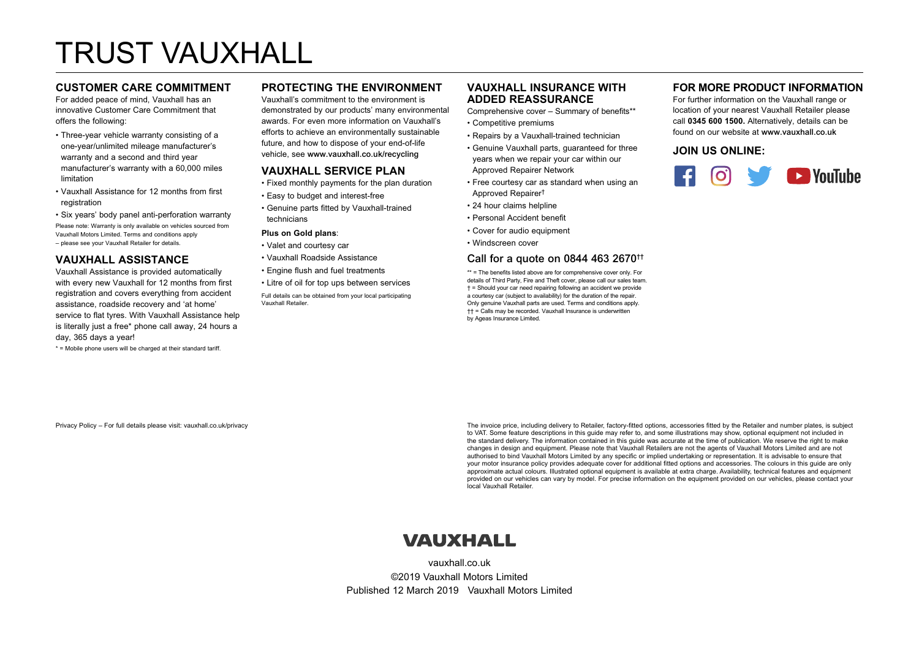# TRUST VAUXHALL

## CUSTOMER CARE COMMITMENT

For added peace of mind, Vauxhall has an innovative Customer Care Commitment that offers the following:

- Three-year vehicle warranty consisting of a one-year/unlimited mileage manufacturer's warranty and a second and third year manufacturer's warranty with a 60,000 miles limitation
- Vauxhall Assistance for 12 months from first registration
- Six years' body panel anti-perforation warranty

Please note: Warranty is only available on vehicles sourced from Vauxhall Motors Limited. Terms and conditions apply – please see your Vauxhall Retailer for details.

## VAUXHALL ASSISTANCE

Vauxhall Assistance is provided automatically with every new Vauxhall for 12 months from first registration and covers everything from accident assistance, roadside recovery and 'at home' service to flat tyres. With Vauxhall Assistance help is literally just a free* phone call away, 24 hours a day, 365 days a year!

* = Mobile phone users will be charged at their standard tariff.

## PROTECTING THE ENVIRONMENT

Vauxhall's commitment to the environment is demonstrated by our products' many environmental awards. For even more information on Vauxhall's efforts to achieve an environmentally sustainable future, and how to dispose of your end-of-life vehicle, see www.vauxhall.co.uk/recycling

## VAUXHALL SERVICE PLAN

- Fixed monthly payments for the plan duration
- Easy to budget and interest-free
- Genuine parts fitted by Vauxhall-trained technicians

**Plus on Gold plans**:

- Valet and courtesy car
- Vauxhall Roadside Assistance
- Engine flush and fuel treatments
- Litre of oil for top ups between services

Full details can be obtained from your local participating Vauxhall Retailer.

## VAUXHALL INSURANCE WITH ADDED REASSURANCE

Comprehensive cover – Summary of benefits**

- Competitive premiums
- Repairs by a Vauxhall-trained technician
- Genuine Vauxhall parts, guaranteed for three years when we repair your car within our Approved Repairer Network
- Free courtesy car as standard when using an Approved Repairer†
- 24 hour claims helpline
- Personal Accident benefit
- Cover for audio equipment
- Windscreen cover

### Call for a quote on 0844 463 2670††

** = The benefits listed above are for comprehensive cover only. For details of Third Party, Fire and Theft cover, please call our sales team.
† = Should your car need repairing following an accident we provide a courtesy car (subject to availability) for the duration of the repair. Only genuine Vauxhall parts are used. Terms and conditions apply.
†† = Calls may be recorded. Vauxhall Insurance is underwritten by Ageas Insurance Limited.

## FOR MORE PRODUCT INFORMATION

For further information on the Vauxhall range or location of your nearest Vauxhall Retailer please call **0345 600 1500.** Alternatively, details can be found on our website at **www.vauxhall.co.uk**

## JOIN US ONLINE:

Privacy Policy – For full details please visit: vauxhall.co.uk/privacy

The invoice price, including delivery to Retailer, factory-fitted options, accessories fitted by the Retailer and number plates, is subject to VAT. Some feature descriptions in this guide may refer to, and some illustrations may show, optional equipment not included in the standard delivery. The information contained in this guide was accurate at the time of publication. We reserve the right to make changes in design and equipment. Please note that Vauxhall Retailers are not the agents of Vauxhall Motors Limited and are not authorised to bind Vauxhall Motors Limited by any specific or implied undertaking or representation. It is advisable to ensure that your motor insurance policy provides adequate cover for additional fitted options and accessories. The colours in this guide are only approximate actual colours. Illustrated optional equipment is available at extra charge. Availability, technical features and equipment provided on our vehicles can vary by model. For precise information on the equipment provided on our vehicles, please contact your local Vauxhall Retailer.

VAUXHALL

vauxhall.co.uk

©2019 Vauxhall Motors Limited

Published 12 March 2019 Vauxhall Motors Limited